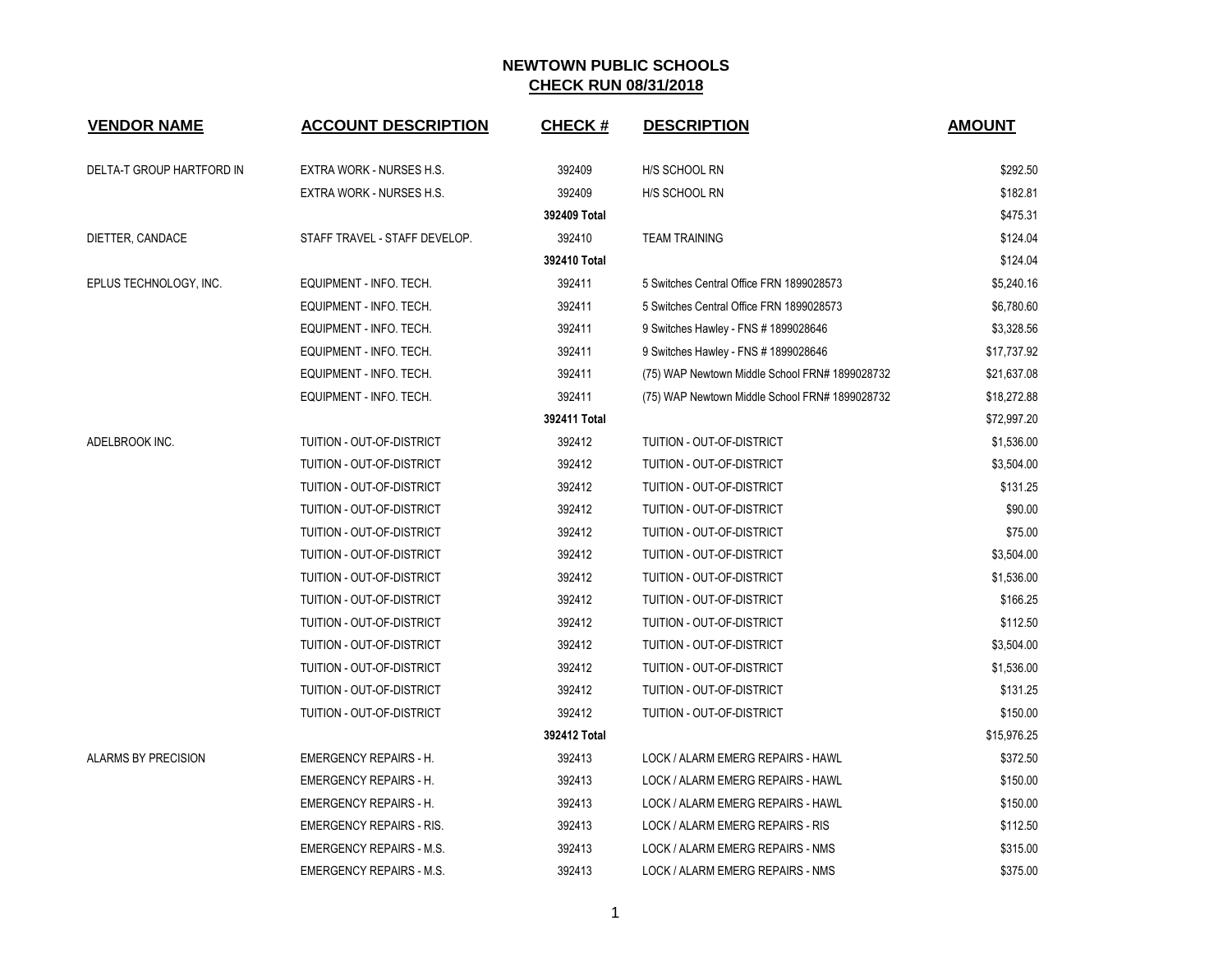# NEWTOWN PUBLIC SCHOOLS

## CHECK RUN 08/31/2018

| VENDOR NAME | ACCOUNT DESCRIPTION | CHECK # | DESCRIPTION | AMOUNT |
|---|---|---|---|---|
| DELTA-T GROUP HARTFORD IN | EXTRA WORK - NURSES H.S. | 392409 | H/S SCHOOL RN | $292.50 |
| | EXTRA WORK - NURSES H.S. | 392409 | H/S SCHOOL RN | $182.81 |
| | | **392409 Total** | | $475.31 |
| DIETTER, CANDACE | STAFF TRAVEL - STAFF DEVELOP. | 392410 | TEAM TRAINING | $124.04 |
| | | **392410 Total** | | $124.04 |
| EPLUS TECHNOLOGY, INC. | EQUIPMENT - INFO. TECH. | 392411 | 5 Switches Central Office FRN 1899028573 | $5,240.16 |
| | EQUIPMENT - INFO. TECH. | 392411 | 5 Switches Central Office FRN 1899028573 | $6,780.60 |
| | EQUIPMENT - INFO. TECH. | 392411 | 9 Switches Hawley - FNS # 1899028646 | $3,328.56 |
| | EQUIPMENT - INFO. TECH. | 392411 | 9 Switches Hawley - FNS # 1899028646 | $17,737.92 |
| | EQUIPMENT - INFO. TECH. | 392411 | (75) WAP Newtown Middle School FRN# 1899028732 | $21,637.08 |
| | EQUIPMENT - INFO. TECH. | 392411 | (75) WAP Newtown Middle School FRN# 1899028732 | $18,272.88 |
| | | **392411 Total** | | $72,997.20 |
| ADELBROOK INC. | TUITION - OUT-OF-DISTRICT | 392412 | TUITION - OUT-OF-DISTRICT | $1,536.00 |
| | TUITION - OUT-OF-DISTRICT | 392412 | TUITION - OUT-OF-DISTRICT | $3,504.00 |
| | TUITION - OUT-OF-DISTRICT | 392412 | TUITION - OUT-OF-DISTRICT | $131.25 |
| | TUITION - OUT-OF-DISTRICT | 392412 | TUITION - OUT-OF-DISTRICT | $90.00 |
| | TUITION - OUT-OF-DISTRICT | 392412 | TUITION - OUT-OF-DISTRICT | $75.00 |
| | TUITION - OUT-OF-DISTRICT | 392412 | TUITION - OUT-OF-DISTRICT | $3,504.00 |
| | TUITION - OUT-OF-DISTRICT | 392412 | TUITION - OUT-OF-DISTRICT | $1,536.00 |
| | TUITION - OUT-OF-DISTRICT | 392412 | TUITION - OUT-OF-DISTRICT | $166.25 |
| | TUITION - OUT-OF-DISTRICT | 392412 | TUITION - OUT-OF-DISTRICT | $112.50 |
| | TUITION - OUT-OF-DISTRICT | 392412 | TUITION - OUT-OF-DISTRICT | $3,504.00 |
| | TUITION - OUT-OF-DISTRICT | 392412 | TUITION - OUT-OF-DISTRICT | $1,536.00 |
| | TUITION - OUT-OF-DISTRICT | 392412 | TUITION - OUT-OF-DISTRICT | $131.25 |
| | TUITION - OUT-OF-DISTRICT | 392412 | TUITION - OUT-OF-DISTRICT | $150.00 |
| | | **392412 Total** | | $15,976.25 |
| ALARMS BY PRECISION | EMERGENCY REPAIRS - H. | 392413 | LOCK / ALARM EMERG REPAIRS - HAWL | $372.50 |
| | EMERGENCY REPAIRS - H. | 392413 | LOCK / ALARM EMERG REPAIRS - HAWL | $150.00 |
| | EMERGENCY REPAIRS - H. | 392413 | LOCK / ALARM EMERG REPAIRS - HAWL | $150.00 |
| | EMERGENCY REPAIRS - RIS. | 392413 | LOCK / ALARM EMERG REPAIRS - RIS | $112.50 |
| | EMERGENCY REPAIRS - M.S. | 392413 | LOCK / ALARM EMERG REPAIRS - NMS | $315.00 |
| | EMERGENCY REPAIRS - M.S. | 392413 | LOCK / ALARM EMERG REPAIRS - NMS | $375.00 |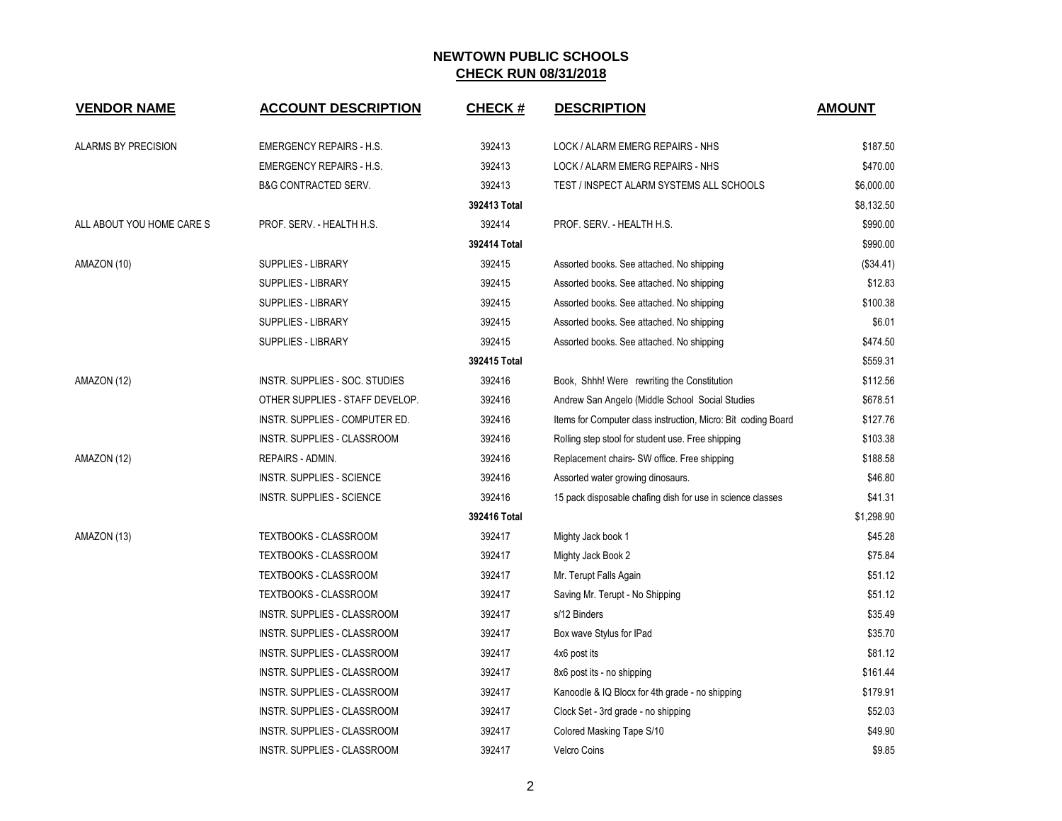## NEWTOWN PUBLIC SCHOOLS
## CHECK RUN 08/31/2018

| VENDOR NAME | ACCOUNT DESCRIPTION | CHECK # | DESCRIPTION | AMOUNT |
|---|---|---|---|---|
| ALARMS BY PRECISION | EMERGENCY REPAIRS - H.S. | 392413 | LOCK / ALARM EMERG REPAIRS - NHS | $187.50 |
| | EMERGENCY REPAIRS - H.S. | 392413 | LOCK / ALARM EMERG REPAIRS - NHS | $470.00 |
| | B&G CONTRACTED SERV. | 392413 | TEST / INSPECT ALARM SYSTEMS ALL SCHOOLS | $6,000.00 |
| | | **392413 Total** | | $8,132.50 |
| ALL ABOUT YOU HOME CARE S | PROF. SERV. - HEALTH H.S. | 392414 | PROF. SERV. - HEALTH H.S. | $990.00 |
| | | **392414 Total** | | $990.00 |
| AMAZON (10) | SUPPLIES - LIBRARY | 392415 | Assorted books. See attached. No shipping | ($34.41) |
| | SUPPLIES - LIBRARY | 392415 | Assorted books. See attached. No shipping | $12.83 |
| | SUPPLIES - LIBRARY | 392415 | Assorted books. See attached. No shipping | $100.38 |
| | SUPPLIES - LIBRARY | 392415 | Assorted books. See attached. No shipping | $6.01 |
| | SUPPLIES - LIBRARY | 392415 | Assorted books. See attached. No shipping | $474.50 |
| | | **392415 Total** | | $559.31 |
| AMAZON (12) | INSTR. SUPPLIES - SOC. STUDIES | 392416 | Book, Shhh! Were rewriting the Constitution | $112.56 |
| | OTHER SUPPLIES - STAFF DEVELOP. | 392416 | Andrew San Angelo (Middle School Social Studies | $678.51 |
| | INSTR. SUPPLIES - COMPUTER ED. | 392416 | Items for Computer class instruction, Micro: Bit coding Board | $127.76 |
| | INSTR. SUPPLIES - CLASSROOM | 392416 | Rolling step stool for student use. Free shipping | $103.38 |
| AMAZON (12) | REPAIRS - ADMIN. | 392416 | Replacement chairs- SW office. Free shipping | $188.58 |
| | INSTR. SUPPLIES - SCIENCE | 392416 | Assorted water growing dinosaurs. | $46.80 |
| | INSTR. SUPPLIES - SCIENCE | 392416 | 15 pack disposable chafing dish for use in science classes | $41.31 |
| | | **392416 Total** | | $1,298.90 |
| AMAZON (13) | TEXTBOOKS - CLASSROOM | 392417 | Mighty Jack book 1 | $45.28 |
| | TEXTBOOKS - CLASSROOM | 392417 | Mighty Jack Book 2 | $75.84 |
| | TEXTBOOKS - CLASSROOM | 392417 | Mr. Terupt Falls Again | $51.12 |
| | TEXTBOOKS - CLASSROOM | 392417 | Saving Mr. Terupt - No Shipping | $51.12 |
| | INSTR. SUPPLIES - CLASSROOM | 392417 | s/12 Binders | $35.49 |
| | INSTR. SUPPLIES - CLASSROOM | 392417 | Box wave Stylus for IPad | $35.70 |
| | INSTR. SUPPLIES - CLASSROOM | 392417 | 4x6 post its | $81.12 |
| | INSTR. SUPPLIES - CLASSROOM | 392417 | 8x6 post its - no shipping | $161.44 |
| | INSTR. SUPPLIES - CLASSROOM | 392417 | Kanoodle & IQ Blocx for 4th grade - no shipping | $179.91 |
| | INSTR. SUPPLIES - CLASSROOM | 392417 | Clock Set - 3rd grade - no shipping | $52.03 |
| | INSTR. SUPPLIES - CLASSROOM | 392417 | Colored Masking Tape S/10 | $49.90 |
| | INSTR. SUPPLIES - CLASSROOM | 392417 | Velcro Coins | $9.85 |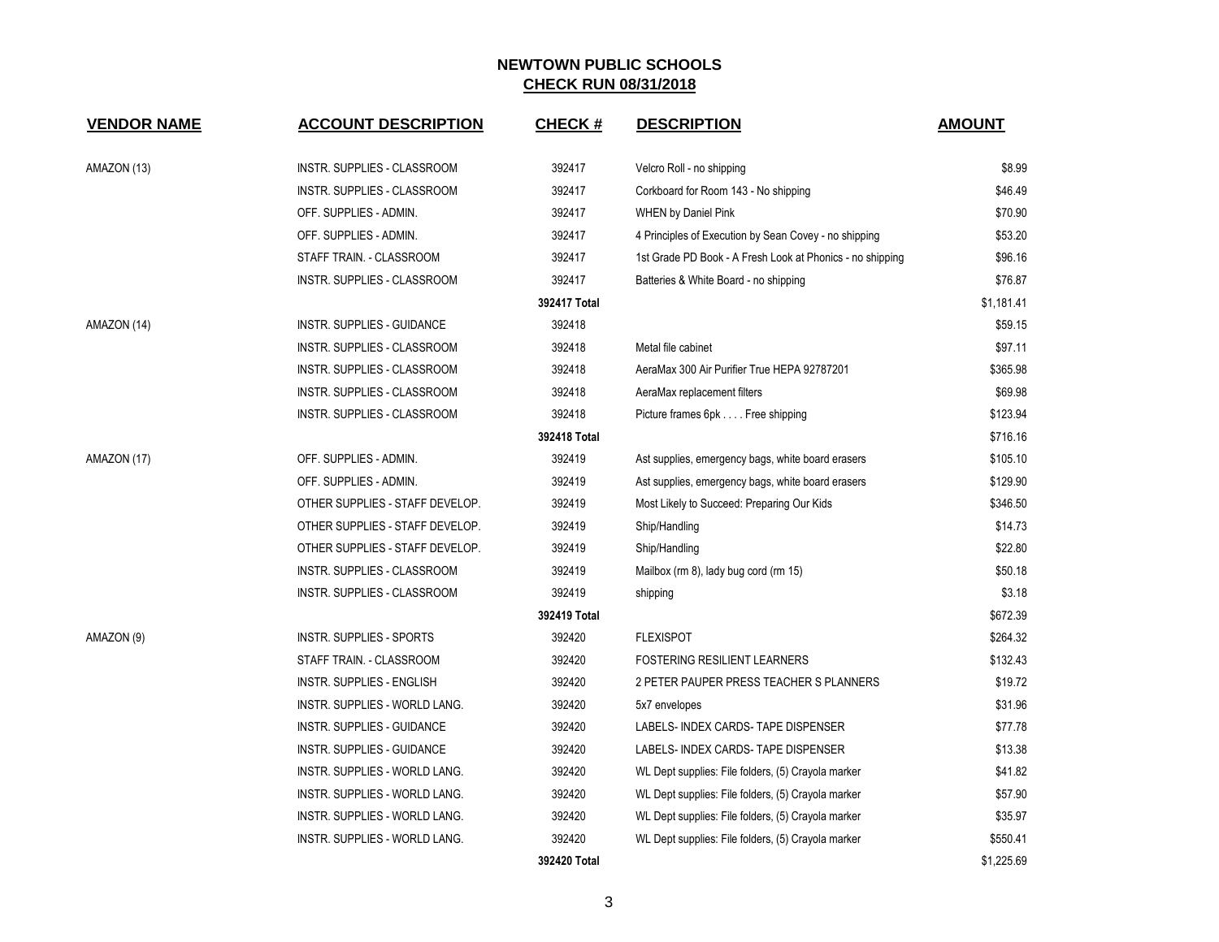# NEWTOWN PUBLIC SCHOOLS

## CHECK RUN 08/31/2018

| VENDOR NAME | ACCOUNT DESCRIPTION | CHECK # | DESCRIPTION | AMOUNT |
|---|---|---|---|---|
| AMAZON (13) | INSTR. SUPPLIES - CLASSROOM | 392417 | Velcro Roll - no shipping | $8.99 |
| | INSTR. SUPPLIES - CLASSROOM | 392417 | Corkboard for Room 143 - No shipping | $46.49 |
| | OFF. SUPPLIES - ADMIN. | 392417 | WHEN by Daniel Pink | $70.90 |
| | OFF. SUPPLIES - ADMIN. | 392417 | 4 Principles of Execution by Sean Covey - no shipping | $53.20 |
| | STAFF TRAIN. - CLASSROOM | 392417 | 1st Grade PD Book - A Fresh Look at Phonics - no shipping | $96.16 |
| | INSTR. SUPPLIES - CLASSROOM | 392417 | Batteries & White Board - no shipping | $76.87 |
| | | **392417 Total** | | $1,181.41 |
| AMAZON (14) | INSTR. SUPPLIES - GUIDANCE | 392418 | | $59.15 |
| | INSTR. SUPPLIES - CLASSROOM | 392418 | Metal file cabinet | $97.11 |
| | INSTR. SUPPLIES - CLASSROOM | 392418 | AeraMax 300 Air Purifier True HEPA 92787201 | $365.98 |
| | INSTR. SUPPLIES - CLASSROOM | 392418 | AeraMax replacement filters | $69.98 |
| | INSTR. SUPPLIES - CLASSROOM | 392418 | Picture frames 6pk . . . . Free shipping | $123.94 |
| | | **392418 Total** | | $716.16 |
| AMAZON (17) | OFF. SUPPLIES - ADMIN. | 392419 | Ast supplies, emergency bags, white board erasers | $105.10 |
| | OFF. SUPPLIES - ADMIN. | 392419 | Ast supplies, emergency bags, white board erasers | $129.90 |
| | OTHER SUPPLIES - STAFF DEVELOP. | 392419 | Most Likely to Succeed: Preparing Our Kids | $346.50 |
| | OTHER SUPPLIES - STAFF DEVELOP. | 392419 | Ship/Handling | $14.73 |
| | OTHER SUPPLIES - STAFF DEVELOP. | 392419 | Ship/Handling | $22.80 |
| | INSTR. SUPPLIES - CLASSROOM | 392419 | Mailbox (rm 8), lady bug cord (rm 15) | $50.18 |
| | INSTR. SUPPLIES - CLASSROOM | 392419 | shipping | $3.18 |
| | | **392419 Total** | | $672.39 |
| AMAZON (9) | INSTR. SUPPLIES - SPORTS | 392420 | FLEXISPOT | $264.32 |
| | STAFF TRAIN. - CLASSROOM | 392420 | FOSTERING RESILIENT LEARNERS | $132.43 |
| | INSTR. SUPPLIES - ENGLISH | 392420 | 2 PETER PAUPER PRESS TEACHER S PLANNERS | $19.72 |
| | INSTR. SUPPLIES - WORLD LANG. | 392420 | 5x7 envelopes | $31.96 |
| | INSTR. SUPPLIES - GUIDANCE | 392420 | LABELS- INDEX CARDS- TAPE DISPENSER | $77.78 |
| | INSTR. SUPPLIES - GUIDANCE | 392420 | LABELS- INDEX CARDS- TAPE DISPENSER | $13.38 |
| | INSTR. SUPPLIES - WORLD LANG. | 392420 | WL Dept supplies: File folders, (5) Crayola marker | $41.82 |
| | INSTR. SUPPLIES - WORLD LANG. | 392420 | WL Dept supplies: File folders, (5) Crayola marker | $57.90 |
| | INSTR. SUPPLIES - WORLD LANG. | 392420 | WL Dept supplies: File folders, (5) Crayola marker | $35.97 |
| | INSTR. SUPPLIES - WORLD LANG. | 392420 | WL Dept supplies: File folders, (5) Crayola marker | $550.41 |
| | | **392420 Total** | | $1,225.69 |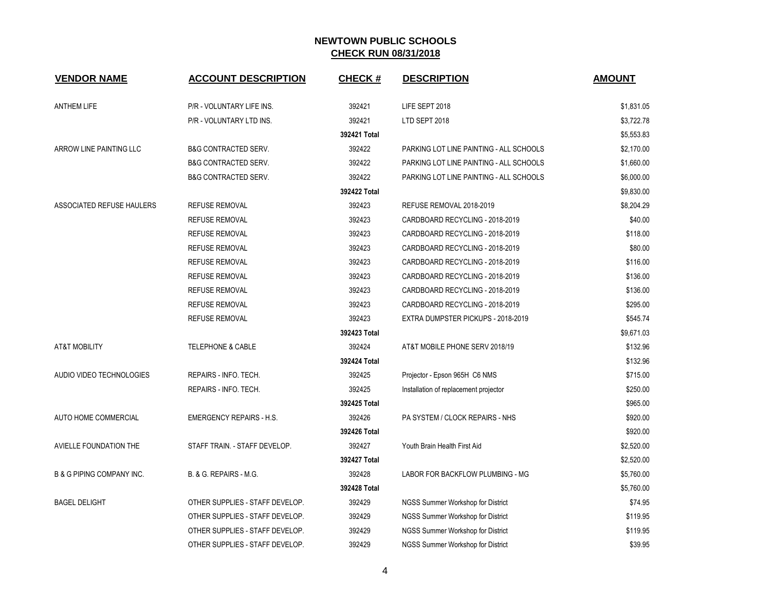# NEWTOWN PUBLIC SCHOOLS
## CHECK RUN 08/31/2018

| VENDOR NAME | ACCOUNT DESCRIPTION | CHECK # | DESCRIPTION | AMOUNT |
|---|---|---|---|---|
| ANTHEM LIFE | P/R - VOLUNTARY LIFE INS. | 392421 | LIFE SEPT 2018 | $1,831.05 |
| | P/R - VOLUNTARY LTD INS. | 392421 | LTD SEPT 2018 | $3,722.78 |
| | | **392421 Total** | | $5,553.83 |
| ARROW LINE PAINTING LLC | B&G CONTRACTED SERV. | 392422 | PARKING LOT LINE PAINTING - ALL SCHOOLS | $2,170.00 |
| | B&G CONTRACTED SERV. | 392422 | PARKING LOT LINE PAINTING - ALL SCHOOLS | $1,660.00 |
| | B&G CONTRACTED SERV. | 392422 | PARKING LOT LINE PAINTING - ALL SCHOOLS | $6,000.00 |
| | | **392422 Total** | | $9,830.00 |
| ASSOCIATED REFUSE HAULERS | REFUSE REMOVAL | 392423 | REFUSE REMOVAL 2018-2019 | $8,204.29 |
| | REFUSE REMOVAL | 392423 | CARDBOARD RECYCLING - 2018-2019 | $40.00 |
| | REFUSE REMOVAL | 392423 | CARDBOARD RECYCLING - 2018-2019 | $118.00 |
| | REFUSE REMOVAL | 392423 | CARDBOARD RECYCLING - 2018-2019 | $80.00 |
| | REFUSE REMOVAL | 392423 | CARDBOARD RECYCLING - 2018-2019 | $116.00 |
| | REFUSE REMOVAL | 392423 | CARDBOARD RECYCLING - 2018-2019 | $136.00 |
| | REFUSE REMOVAL | 392423 | CARDBOARD RECYCLING - 2018-2019 | $136.00 |
| | REFUSE REMOVAL | 392423 | CARDBOARD RECYCLING - 2018-2019 | $295.00 |
| | REFUSE REMOVAL | 392423 | EXTRA DUMPSTER PICKUPS - 2018-2019 | $545.74 |
| | | **392423 Total** | | $9,671.03 |
| AT&T MOBILITY | TELEPHONE & CABLE | 392424 | AT&T MOBILE PHONE SERV 2018/19 | $132.96 |
| | | **392424 Total** | | $132.96 |
| AUDIO VIDEO TECHNOLOGIES | REPAIRS - INFO. TECH. | 392425 | Projector - Epson 965H C6 NMS | $715.00 |
| | REPAIRS - INFO. TECH. | 392425 | Installation of replacement projector | $250.00 |
| | | **392425 Total** | | $965.00 |
| AUTO HOME COMMERCIAL | EMERGENCY REPAIRS - H.S. | 392426 | PA SYSTEM / CLOCK REPAIRS - NHS | $920.00 |
| | | **392426 Total** | | $920.00 |
| AVIELLE FOUNDATION THE | STAFF TRAIN. - STAFF DEVELOP. | 392427 | Youth Brain Health First Aid | $2,520.00 |
| | | **392427 Total** | | $2,520.00 |
| B & G PIPING COMPANY INC. | B. & G. REPAIRS - M.G. | 392428 | LABOR FOR BACKFLOW PLUMBING - MG | $5,760.00 |
| | | **392428 Total** | | $5,760.00 |
| BAGEL DELIGHT | OTHER SUPPLIES - STAFF DEVELOP. | 392429 | NGSS Summer Workshop for District | $74.95 |
| | OTHER SUPPLIES - STAFF DEVELOP. | 392429 | NGSS Summer Workshop for District | $119.95 |
| | OTHER SUPPLIES - STAFF DEVELOP. | 392429 | NGSS Summer Workshop for District | $119.95 |
| | OTHER SUPPLIES - STAFF DEVELOP. | 392429 | NGSS Summer Workshop for District | $39.95 |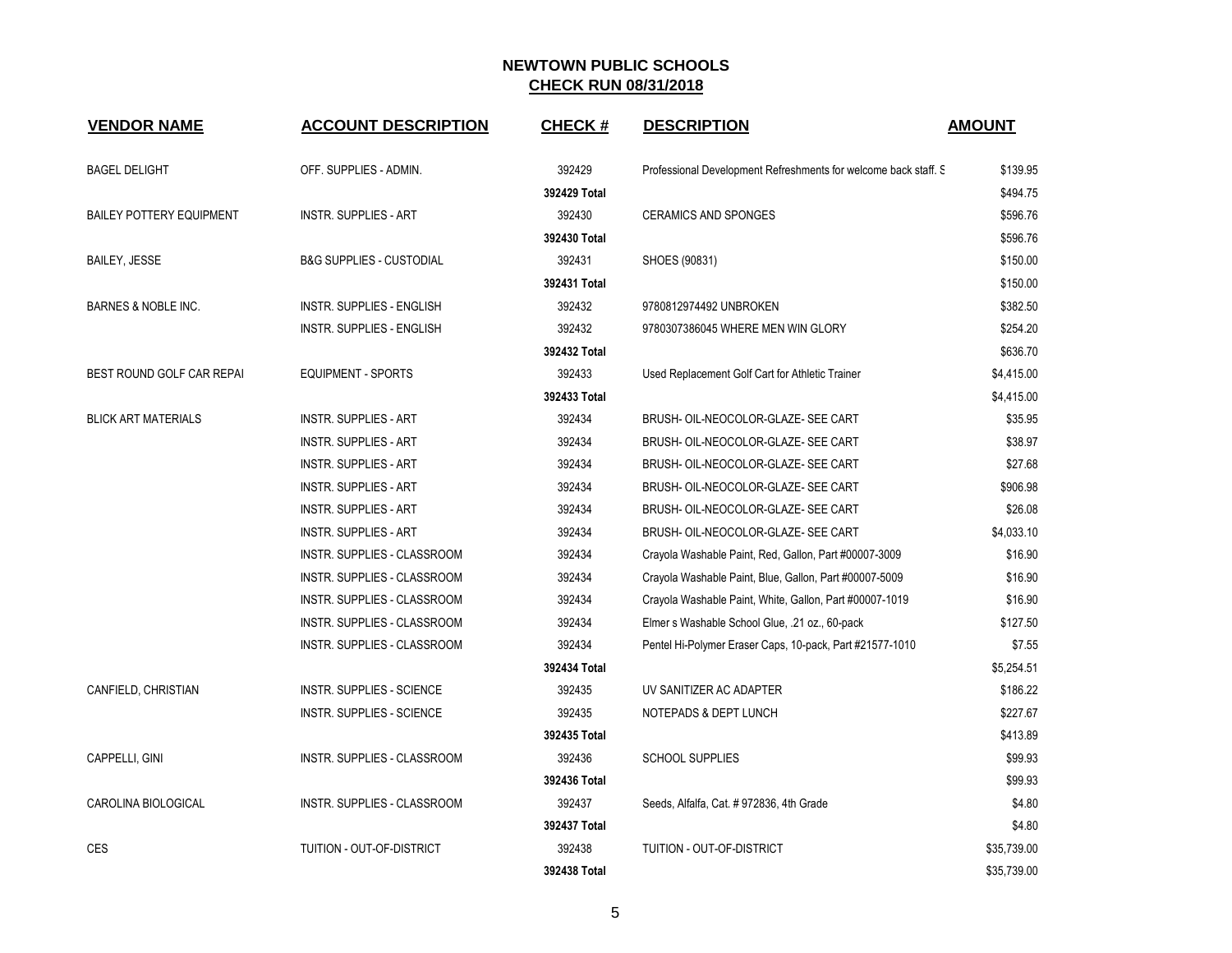# NEWTOWN PUBLIC SCHOOLS

## CHECK RUN 08/31/2018

| VENDOR NAME | ACCOUNT DESCRIPTION | CHECK # | DESCRIPTION | AMOUNT |
|---|---|---|---|---|
| BAGEL DELIGHT | OFF. SUPPLIES - ADMIN. | 392429 | Professional Development Refreshments for welcome back staff. S | $139.95 |
| | | **392429 Total** | | $494.75 |
| BAILEY POTTERY EQUIPMENT | INSTR. SUPPLIES - ART | 392430 | CERAMICS AND SPONGES | $596.76 |
| | | **392430 Total** | | $596.76 |
| BAILEY, JESSE | B&G SUPPLIES - CUSTODIAL | 392431 | SHOES (90831) | $150.00 |
| | | **392431 Total** | | $150.00 |
| BARNES & NOBLE INC. | INSTR. SUPPLIES - ENGLISH | 392432 | 9780812974492 UNBROKEN | $382.50 |
| | INSTR. SUPPLIES - ENGLISH | 392432 | 9780307386045 WHERE MEN WIN GLORY | $254.20 |
| | | **392432 Total** | | $636.70 |
| BEST ROUND GOLF CAR REPAI | EQUIPMENT - SPORTS | 392433 | Used Replacement Golf Cart for Athletic Trainer | $4,415.00 |
| | | **392433 Total** | | $4,415.00 |
| BLICK ART MATERIALS | INSTR. SUPPLIES - ART | 392434 | BRUSH- OIL-NEOCOLOR-GLAZE- SEE CART | $35.95 |
| | INSTR. SUPPLIES - ART | 392434 | BRUSH- OIL-NEOCOLOR-GLAZE- SEE CART | $38.97 |
| | INSTR. SUPPLIES - ART | 392434 | BRUSH- OIL-NEOCOLOR-GLAZE- SEE CART | $27.68 |
| | INSTR. SUPPLIES - ART | 392434 | BRUSH- OIL-NEOCOLOR-GLAZE- SEE CART | $906.98 |
| | INSTR. SUPPLIES - ART | 392434 | BRUSH- OIL-NEOCOLOR-GLAZE- SEE CART | $26.08 |
| | INSTR. SUPPLIES - ART | 392434 | BRUSH- OIL-NEOCOLOR-GLAZE- SEE CART | $4,033.10 |
| | INSTR. SUPPLIES - CLASSROOM | 392434 | Crayola Washable Paint, Red, Gallon, Part #00007-3009 | $16.90 |
| | INSTR. SUPPLIES - CLASSROOM | 392434 | Crayola Washable Paint, Blue, Gallon, Part #00007-5009 | $16.90 |
| | INSTR. SUPPLIES - CLASSROOM | 392434 | Crayola Washable Paint, White, Gallon, Part #00007-1019 | $16.90 |
| | INSTR. SUPPLIES - CLASSROOM | 392434 | Elmer s Washable School Glue, .21 oz., 60-pack | $127.50 |
| | INSTR. SUPPLIES - CLASSROOM | 392434 | Pentel Hi-Polymer Eraser Caps, 10-pack, Part #21577-1010 | $7.55 |
| | | **392434 Total** | | $5,254.51 |
| CANFIELD, CHRISTIAN | INSTR. SUPPLIES - SCIENCE | 392435 | UV SANITIZER AC ADAPTER | $186.22 |
| | INSTR. SUPPLIES - SCIENCE | 392435 | NOTEPADS & DEPT LUNCH | $227.67 |
| | | **392435 Total** | | $413.89 |
| CAPPELLI, GINI | INSTR. SUPPLIES - CLASSROOM | 392436 | SCHOOL SUPPLIES | $99.93 |
| | | **392436 Total** | | $99.93 |
| CAROLINA BIOLOGICAL | INSTR. SUPPLIES - CLASSROOM | 392437 | Seeds, Alfalfa, Cat. # 972836, 4th Grade | $4.80 |
| | | **392437 Total** | | $4.80 |
| CES | TUITION - OUT-OF-DISTRICT | 392438 | TUITION - OUT-OF-DISTRICT | $35,739.00 |
| | | **392438 Total** | | $35,739.00 |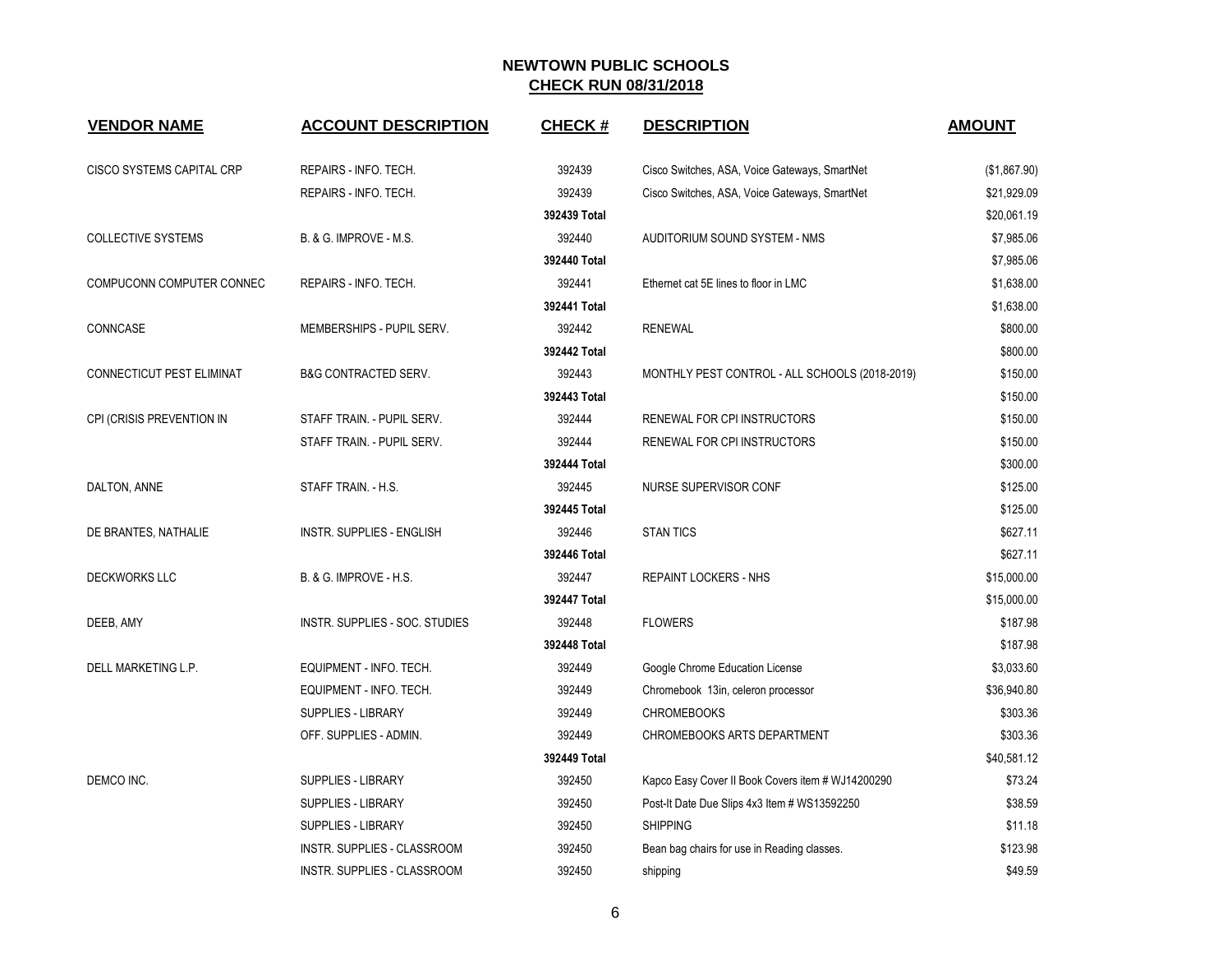# NEWTOWN PUBLIC SCHOOLS

## CHECK RUN 08/31/2018

| VENDOR NAME | ACCOUNT DESCRIPTION | CHECK # | DESCRIPTION | AMOUNT |
|---|---|---|---|---|
| CISCO SYSTEMS CAPITAL CRP | REPAIRS - INFO. TECH. | 392439 | Cisco Switches, ASA, Voice Gateways, SmartNet | ($1,867.90) |
| | REPAIRS - INFO. TECH. | 392439 | Cisco Switches, ASA, Voice Gateways, SmartNet | $21,929.09 |
| | | **392439 Total** | | $20,061.19 |
| COLLECTIVE SYSTEMS | B. & G. IMPROVE - M.S. | 392440 | AUDITORIUM SOUND SYSTEM - NMS | $7,985.06 |
| | | **392440 Total** | | $7,985.06 |
| COMPUCONN COMPUTER CONNEC | REPAIRS - INFO. TECH. | 392441 | Ethernet cat 5E lines to floor in LMC | $1,638.00 |
| | | **392441 Total** | | $1,638.00 |
| CONNCASE | MEMBERSHIPS - PUPIL SERV. | 392442 | RENEWAL | $800.00 |
| | | **392442 Total** | | $800.00 |
| CONNECTICUT PEST ELIMINAT | B&G CONTRACTED SERV. | 392443 | MONTHLY PEST CONTROL - ALL SCHOOLS (2018-2019) | $150.00 |
| | | **392443 Total** | | $150.00 |
| CPI (CRISIS PREVENTION IN | STAFF TRAIN. - PUPIL SERV. | 392444 | RENEWAL FOR CPI INSTRUCTORS | $150.00 |
| | STAFF TRAIN. - PUPIL SERV. | 392444 | RENEWAL FOR CPI INSTRUCTORS | $150.00 |
| | | **392444 Total** | | $300.00 |
| DALTON, ANNE | STAFF TRAIN. - H.S. | 392445 | NURSE SUPERVISOR CONF | $125.00 |
| | | **392445 Total** | | $125.00 |
| DE BRANTES, NATHALIE | INSTR. SUPPLIES - ENGLISH | 392446 | STAN TICS | $627.11 |
| | | **392446 Total** | | $627.11 |
| DECKWORKS LLC | B. & G. IMPROVE - H.S. | 392447 | REPAINT LOCKERS - NHS | $15,000.00 |
| | | **392447 Total** | | $15,000.00 |
| DEEB, AMY | INSTR. SUPPLIES - SOC. STUDIES | 392448 | FLOWERS | $187.98 |
| | | **392448 Total** | | $187.98 |
| DELL MARKETING L.P. | EQUIPMENT - INFO. TECH. | 392449 | Google Chrome Education License | $3,033.60 |
| | EQUIPMENT - INFO. TECH. | 392449 | Chromebook 13in, celeron processor | $36,940.80 |
| | SUPPLIES - LIBRARY | 392449 | CHROMEBOOKS | $303.36 |
| | OFF. SUPPLIES - ADMIN. | 392449 | CHROMEBOOKS ARTS DEPARTMENT | $303.36 |
| | | **392449 Total** | | $40,581.12 |
| DEMCO INC. | SUPPLIES - LIBRARY | 392450 | Kapco Easy Cover II Book Covers item # WJ14200290 | $73.24 |
| | SUPPLIES - LIBRARY | 392450 | Post-It Date Due Slips 4x3 Item # WS13592250 | $38.59 |
| | SUPPLIES - LIBRARY | 392450 | SHIPPING | $11.18 |
| | INSTR. SUPPLIES - CLASSROOM | 392450 | Bean bag chairs for use in Reading classes. | $123.98 |
| | INSTR. SUPPLIES - CLASSROOM | 392450 | shipping | $49.59 |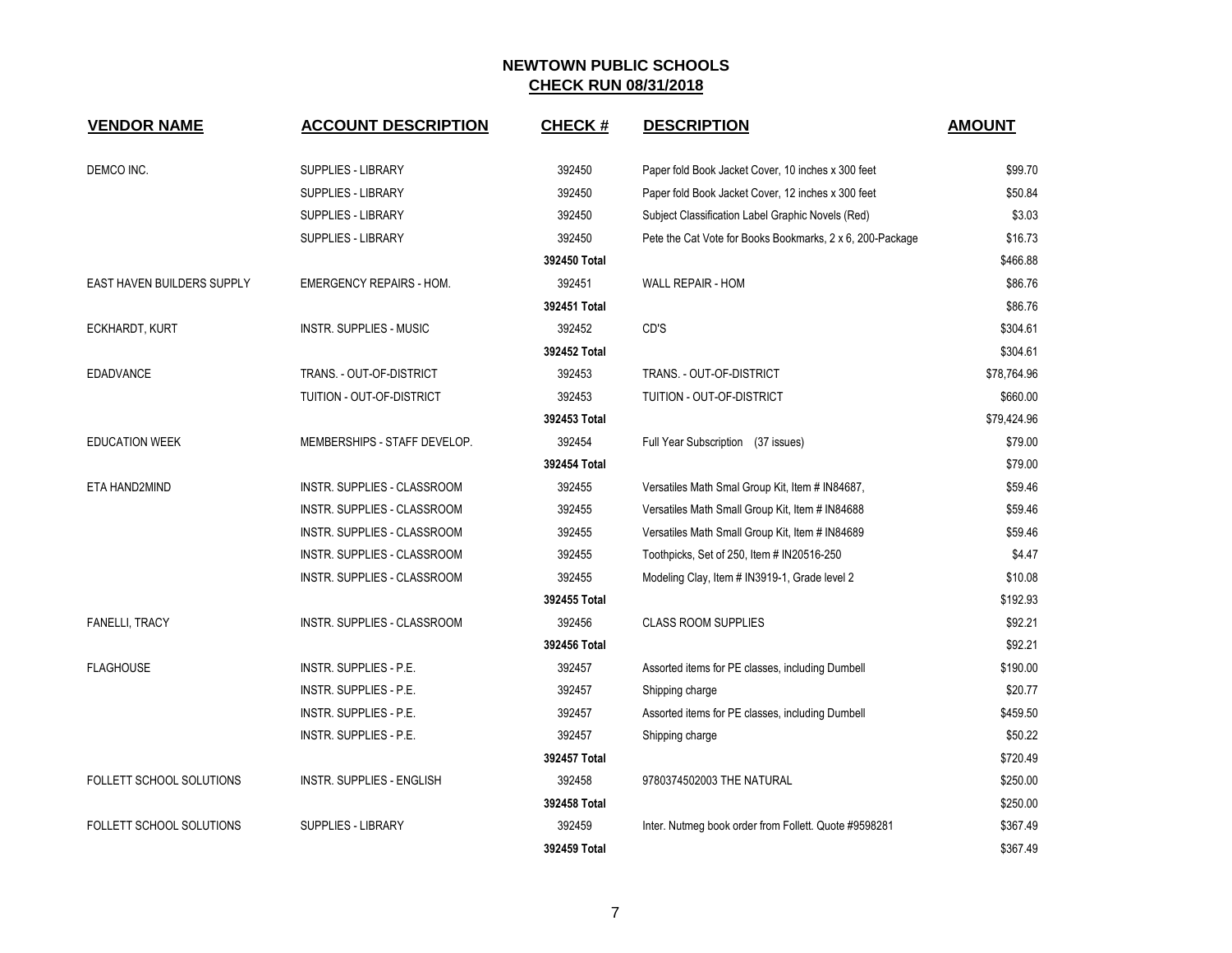# NEWTOWN PUBLIC SCHOOLS

## CHECK RUN 08/31/2018

| VENDOR NAME | ACCOUNT DESCRIPTION | CHECK # | DESCRIPTION | AMOUNT |
|---|---|---|---|---|
| DEMCO INC. | SUPPLIES - LIBRARY | 392450 | Paper fold Book Jacket Cover, 10 inches x 300 feet | $99.70 |
| | SUPPLIES - LIBRARY | 392450 | Paper fold Book Jacket Cover, 12 inches x 300 feet | $50.84 |
| | SUPPLIES - LIBRARY | 392450 | Subject Classification Label Graphic Novels (Red) | $3.03 |
| | SUPPLIES - LIBRARY | 392450 | Pete the Cat Vote for Books Bookmarks, 2 x 6, 200-Package | $16.73 |
| | | **392450 Total** | | $466.88 |
| EAST HAVEN BUILDERS SUPPLY | EMERGENCY REPAIRS - HOM. | 392451 | WALL REPAIR - HOM | $86.76 |
| | | **392451 Total** | | $86.76 |
| ECKHARDT, KURT | INSTR. SUPPLIES - MUSIC | 392452 | CD'S | $304.61 |
| | | **392452 Total** | | $304.61 |
| EDADVANCE | TRANS. - OUT-OF-DISTRICT | 392453 | TRANS. - OUT-OF-DISTRICT | $78,764.96 |
| | TUITION - OUT-OF-DISTRICT | 392453 | TUITION - OUT-OF-DISTRICT | $660.00 |
| | | **392453 Total** | | $79,424.96 |
| EDUCATION WEEK | MEMBERSHIPS - STAFF DEVELOP. | 392454 | Full Year Subscription (37 issues) | $79.00 |
| | | **392454 Total** | | $79.00 |
| ETA HAND2MIND | INSTR. SUPPLIES - CLASSROOM | 392455 | Versatiles Math Smal Group Kit, Item # IN84687, | $59.46 |
| | INSTR. SUPPLIES - CLASSROOM | 392455 | Versatiles Math Small Group Kit, Item # IN84688 | $59.46 |
| | INSTR. SUPPLIES - CLASSROOM | 392455 | Versatiles Math Small Group Kit, Item # IN84689 | $59.46 |
| | INSTR. SUPPLIES - CLASSROOM | 392455 | Toothpicks, Set of 250, Item # IN20516-250 | $4.47 |
| | INSTR. SUPPLIES - CLASSROOM | 392455 | Modeling Clay, Item # IN3919-1, Grade level 2 | $10.08 |
| | | **392455 Total** | | $192.93 |
| FANELLI, TRACY | INSTR. SUPPLIES - CLASSROOM | 392456 | CLASS ROOM SUPPLIES | $92.21 |
| | | **392456 Total** | | $92.21 |
| FLAGHOUSE | INSTR. SUPPLIES - P.E. | 392457 | Assorted items for PE classes, including Dumbell | $190.00 |
| | INSTR. SUPPLIES - P.E. | 392457 | Shipping charge | $20.77 |
| | INSTR. SUPPLIES - P.E. | 392457 | Assorted items for PE classes, including Dumbell | $459.50 |
| | INSTR. SUPPLIES - P.E. | 392457 | Shipping charge | $50.22 |
| | | **392457 Total** | | $720.49 |
| FOLLETT SCHOOL SOLUTIONS | INSTR. SUPPLIES - ENGLISH | 392458 | 9780374502003 THE NATURAL | $250.00 |
| | | **392458 Total** | | $250.00 |
| FOLLETT SCHOOL SOLUTIONS | SUPPLIES - LIBRARY | 392459 | Inter. Nutmeg book order from Follett. Quote #9598281 | $367.49 |
| | | **392459 Total** | | $367.49 |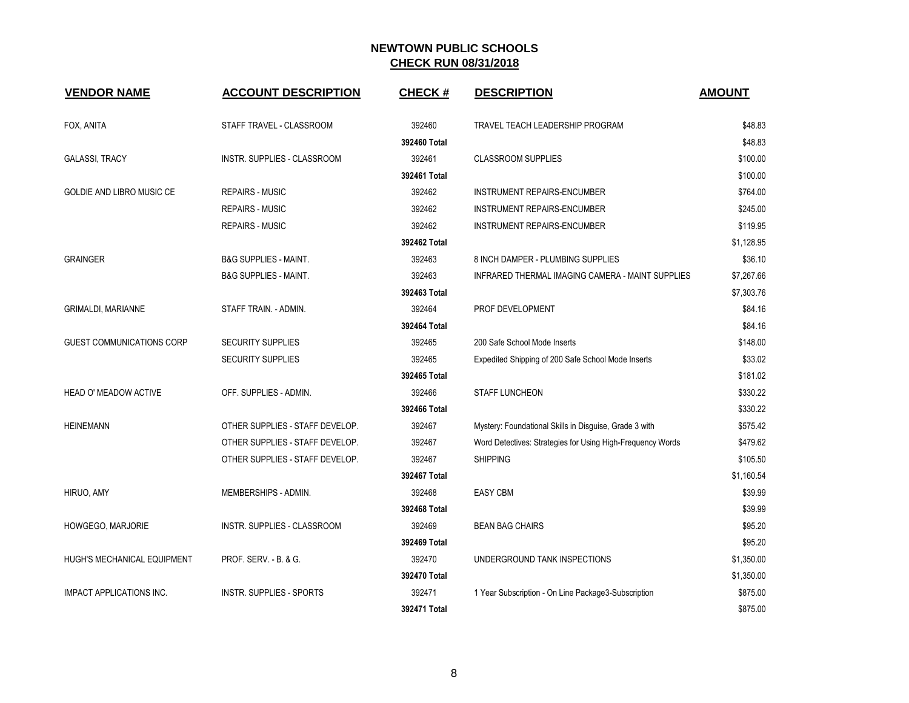# NEWTOWN PUBLIC SCHOOLS

## CHECK RUN 08/31/2018

| VENDOR NAME | ACCOUNT DESCRIPTION | CHECK # | DESCRIPTION | AMOUNT |
|---|---|---|---|---|
| FOX, ANITA | STAFF TRAVEL - CLASSROOM | 392460 | TRAVEL TEACH LEADERSHIP PROGRAM | $48.83 |
| | | **392460 Total** | | $48.83 |
| GALASSI, TRACY | INSTR. SUPPLIES - CLASSROOM | 392461 | CLASSROOM SUPPLIES | $100.00 |
| | | **392461 Total** | | $100.00 |
| GOLDIE AND LIBRO MUSIC CE | REPAIRS - MUSIC | 392462 | INSTRUMENT REPAIRS-ENCUMBER | $764.00 |
| | REPAIRS - MUSIC | 392462 | INSTRUMENT REPAIRS-ENCUMBER | $245.00 |
| | REPAIRS - MUSIC | 392462 | INSTRUMENT REPAIRS-ENCUMBER | $119.95 |
| | | **392462 Total** | | $1,128.95 |
| GRAINGER | B&G SUPPLIES - MAINT. | 392463 | 8 INCH DAMPER - PLUMBING SUPPLIES | $36.10 |
| | B&G SUPPLIES - MAINT. | 392463 | INFRARED THERMAL IMAGING CAMERA - MAINT SUPPLIES | $7,267.66 |
| | | **392463 Total** | | $7,303.76 |
| GRIMALDI, MARIANNE | STAFF TRAIN. - ADMIN. | 392464 | PROF DEVELOPMENT | $84.16 |
| | | **392464 Total** | | $84.16 |
| GUEST COMMUNICATIONS CORP | SECURITY SUPPLIES | 392465 | 200 Safe School Mode Inserts | $148.00 |
| | SECURITY SUPPLIES | 392465 | Expedited Shipping of 200 Safe School Mode Inserts | $33.02 |
| | | **392465 Total** | | $181.02 |
| HEAD O' MEADOW ACTIVE | OFF. SUPPLIES - ADMIN. | 392466 | STAFF LUNCHEON | $330.22 |
| | | **392466 Total** | | $330.22 |
| HEINEMANN | OTHER SUPPLIES - STAFF DEVELOP. | 392467 | Mystery: Foundational Skills in Disguise, Grade 3 with | $575.42 |
| | OTHER SUPPLIES - STAFF DEVELOP. | 392467 | Word Detectives: Strategies for Using High-Frequency Words | $479.62 |
| | OTHER SUPPLIES - STAFF DEVELOP. | 392467 | SHIPPING | $105.50 |
| | | **392467 Total** | | $1,160.54 |
| HIRUO, AMY | MEMBERSHIPS - ADMIN. | 392468 | EASY CBM | $39.99 |
| | | **392468 Total** | | $39.99 |
| HOWGEGO, MARJORIE | INSTR. SUPPLIES - CLASSROOM | 392469 | BEAN BAG CHAIRS | $95.20 |
| | | **392469 Total** | | $95.20 |
| HUGH'S MECHANICAL EQUIPMENT | PROF. SERV. - B. & G. | 392470 | UNDERGROUND TANK INSPECTIONS | $1,350.00 |
| | | **392470 Total** | | $1,350.00 |
| IMPACT APPLICATIONS INC. | INSTR. SUPPLIES - SPORTS | 392471 | 1 Year Subscription - On Line Package3-Subscription | $875.00 |
| | | **392471 Total** | | $875.00 |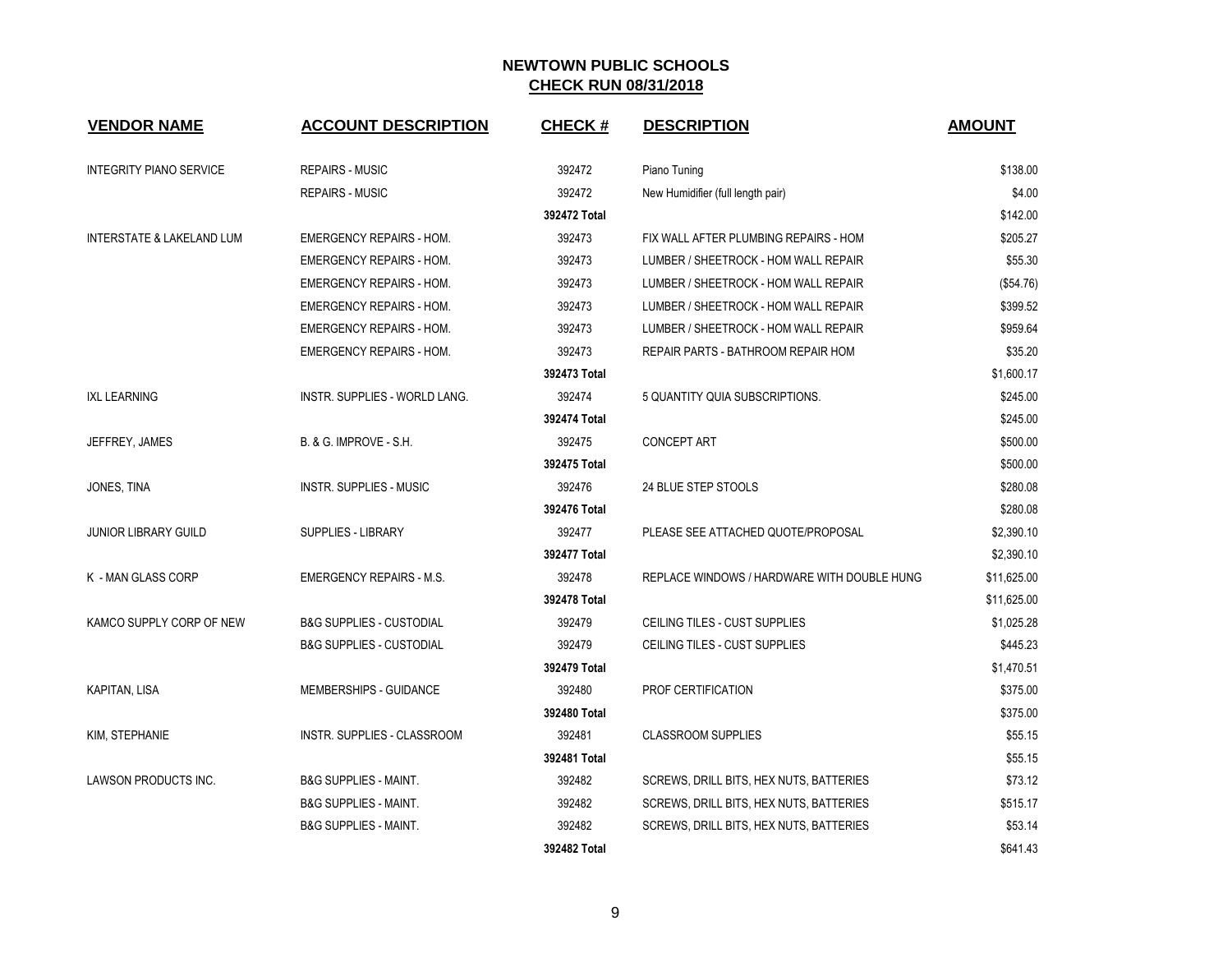# NEWTOWN PUBLIC SCHOOLS

## CHECK RUN 08/31/2018

| VENDOR NAME | ACCOUNT DESCRIPTION | CHECK # | DESCRIPTION | AMOUNT |
|---|---|---|---|---|
| INTEGRITY PIANO SERVICE | REPAIRS - MUSIC | 392472 | Piano Tuning | $138.00 |
| | REPAIRS - MUSIC | 392472 | New Humidifier (full length pair) | $4.00 |
| | | 392472 Total | | $142.00 |
| INTERSTATE & LAKELAND LUM | EMERGENCY REPAIRS - HOM. | 392473 | FIX WALL AFTER PLUMBING REPAIRS - HOM | $205.27 |
| | EMERGENCY REPAIRS - HOM. | 392473 | LUMBER / SHEETROCK - HOM WALL REPAIR | $55.30 |
| | EMERGENCY REPAIRS - HOM. | 392473 | LUMBER / SHEETROCK - HOM WALL REPAIR | ($54.76) |
| | EMERGENCY REPAIRS - HOM. | 392473 | LUMBER / SHEETROCK - HOM WALL REPAIR | $399.52 |
| | EMERGENCY REPAIRS - HOM. | 392473 | LUMBER / SHEETROCK - HOM WALL REPAIR | $959.64 |
| | EMERGENCY REPAIRS - HOM. | 392473 | REPAIR PARTS - BATHROOM REPAIR HOM | $35.20 |
| | | 392473 Total | | $1,600.17 |
| IXL LEARNING | INSTR. SUPPLIES - WORLD LANG. | 392474 | 5 QUANTITY QUIA SUBSCRIPTIONS. | $245.00 |
| | | 392474 Total | | $245.00 |
| JEFFREY, JAMES | B. & G. IMPROVE - S.H. | 392475 | CONCEPT ART | $500.00 |
| | | 392475 Total | | $500.00 |
| JONES, TINA | INSTR. SUPPLIES - MUSIC | 392476 | 24 BLUE STEP STOOLS | $280.08 |
| | | 392476 Total | | $280.08 |
| JUNIOR LIBRARY GUILD | SUPPLIES - LIBRARY | 392477 | PLEASE SEE ATTACHED QUOTE/PROPOSAL | $2,390.10 |
| | | 392477 Total | | $2,390.10 |
| K - MAN GLASS CORP | EMERGENCY REPAIRS - M.S. | 392478 | REPLACE WINDOWS / HARDWARE WITH DOUBLE HUNG | $11,625.00 |
| | | 392478 Total | | $11,625.00 |
| KAMCO SUPPLY CORP OF NEW | B&G SUPPLIES - CUSTODIAL | 392479 | CEILING TILES - CUST SUPPLIES | $1,025.28 |
| | B&G SUPPLIES - CUSTODIAL | 392479 | CEILING TILES - CUST SUPPLIES | $445.23 |
| | | 392479 Total | | $1,470.51 |
| KAPITAN, LISA | MEMBERSHIPS - GUIDANCE | 392480 | PROF CERTIFICATION | $375.00 |
| | | 392480 Total | | $375.00 |
| KIM, STEPHANIE | INSTR. SUPPLIES - CLASSROOM | 392481 | CLASSROOM SUPPLIES | $55.15 |
| | | 392481 Total | | $55.15 |
| LAWSON PRODUCTS INC. | B&G SUPPLIES - MAINT. | 392482 | SCREWS, DRILL BITS, HEX NUTS, BATTERIES | $73.12 |
| | B&G SUPPLIES - MAINT. | 392482 | SCREWS, DRILL BITS, HEX NUTS, BATTERIES | $515.17 |
| | B&G SUPPLIES - MAINT. | 392482 | SCREWS, DRILL BITS, HEX NUTS, BATTERIES | $53.14 |
| | | 392482 Total | | $641.43 |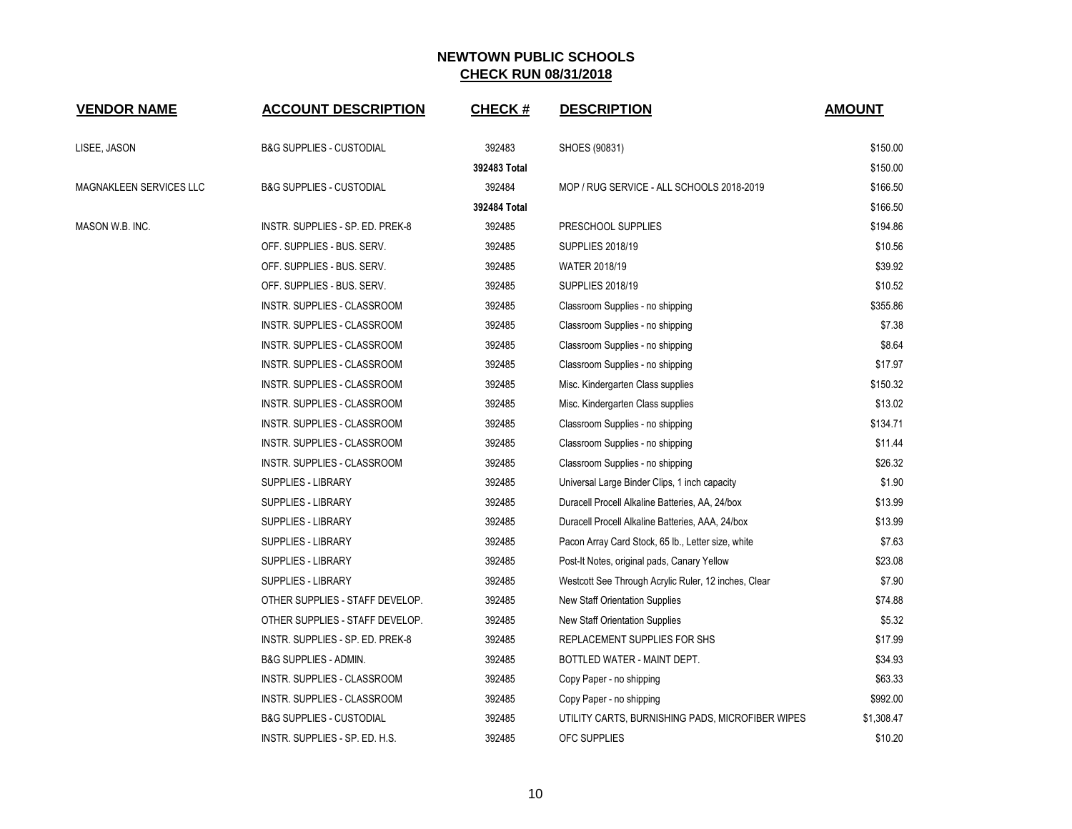## NEWTOWN PUBLIC SCHOOLS
## CHECK RUN 08/31/2018

| VENDOR NAME | ACCOUNT DESCRIPTION | CHECK # | DESCRIPTION | AMOUNT |
|---|---|---|---|---|
| LISEE, JASON | B&G SUPPLIES - CUSTODIAL | 392483 | SHOES (90831) | $150.00 |
| | | 392483 Total | | $150.00 |
| MAGNAKLEEN SERVICES LLC | B&G SUPPLIES - CUSTODIAL | 392484 | MOP / RUG SERVICE - ALL SCHOOLS 2018-2019 | $166.50 |
| | | 392484 Total | | $166.50 |
| MASON W.B. INC. | INSTR. SUPPLIES - SP. ED. PREK-8 | 392485 | PRESCHOOL SUPPLIES | $194.86 |
| | OFF. SUPPLIES - BUS. SERV. | 392485 | SUPPLIES 2018/19 | $10.56 |
| | OFF. SUPPLIES - BUS. SERV. | 392485 | WATER 2018/19 | $39.92 |
| | OFF. SUPPLIES - BUS. SERV. | 392485 | SUPPLIES 2018/19 | $10.52 |
| | INSTR. SUPPLIES - CLASSROOM | 392485 | Classroom Supplies - no shipping | $355.86 |
| | INSTR. SUPPLIES - CLASSROOM | 392485 | Classroom Supplies - no shipping | $7.38 |
| | INSTR. SUPPLIES - CLASSROOM | 392485 | Classroom Supplies - no shipping | $8.64 |
| | INSTR. SUPPLIES - CLASSROOM | 392485 | Classroom Supplies - no shipping | $17.97 |
| | INSTR. SUPPLIES - CLASSROOM | 392485 | Misc. Kindergarten Class supplies | $150.32 |
| | INSTR. SUPPLIES - CLASSROOM | 392485 | Misc. Kindergarten Class supplies | $13.02 |
| | INSTR. SUPPLIES - CLASSROOM | 392485 | Classroom Supplies - no shipping | $134.71 |
| | INSTR. SUPPLIES - CLASSROOM | 392485 | Classroom Supplies - no shipping | $11.44 |
| | INSTR. SUPPLIES - CLASSROOM | 392485 | Classroom Supplies - no shipping | $26.32 |
| | SUPPLIES - LIBRARY | 392485 | Universal Large Binder Clips, 1 inch capacity | $1.90 |
| | SUPPLIES - LIBRARY | 392485 | Duracell Procell Alkaline Batteries, AA, 24/box | $13.99 |
| | SUPPLIES - LIBRARY | 392485 | Duracell Procell Alkaline Batteries, AAA, 24/box | $13.99 |
| | SUPPLIES - LIBRARY | 392485 | Pacon Array Card Stock, 65 lb., Letter size, white | $7.63 |
| | SUPPLIES - LIBRARY | 392485 | Post-It Notes, original pads, Canary Yellow | $23.08 |
| | SUPPLIES - LIBRARY | 392485 | Westcott See Through Acrylic Ruler, 12 inches, Clear | $7.90 |
| | OTHER SUPPLIES - STAFF DEVELOP. | 392485 | New Staff Orientation Supplies | $74.88 |
| | OTHER SUPPLIES - STAFF DEVELOP. | 392485 | New Staff Orientation Supplies | $5.32 |
| | INSTR. SUPPLIES - SP. ED. PREK-8 | 392485 | REPLACEMENT SUPPLIES FOR SHS | $17.99 |
| | B&G SUPPLIES - ADMIN. | 392485 | BOTTLED WATER - MAINT DEPT. | $34.93 |
| | INSTR. SUPPLIES - CLASSROOM | 392485 | Copy Paper - no shipping | $63.33 |
| | INSTR. SUPPLIES - CLASSROOM | 392485 | Copy Paper - no shipping | $992.00 |
| | B&G SUPPLIES - CUSTODIAL | 392485 | UTILITY CARTS, BURNISHING PADS, MICROFIBER WIPES | $1,308.47 |
| | INSTR. SUPPLIES - SP. ED. H.S. | 392485 | OFC SUPPLIES | $10.20 |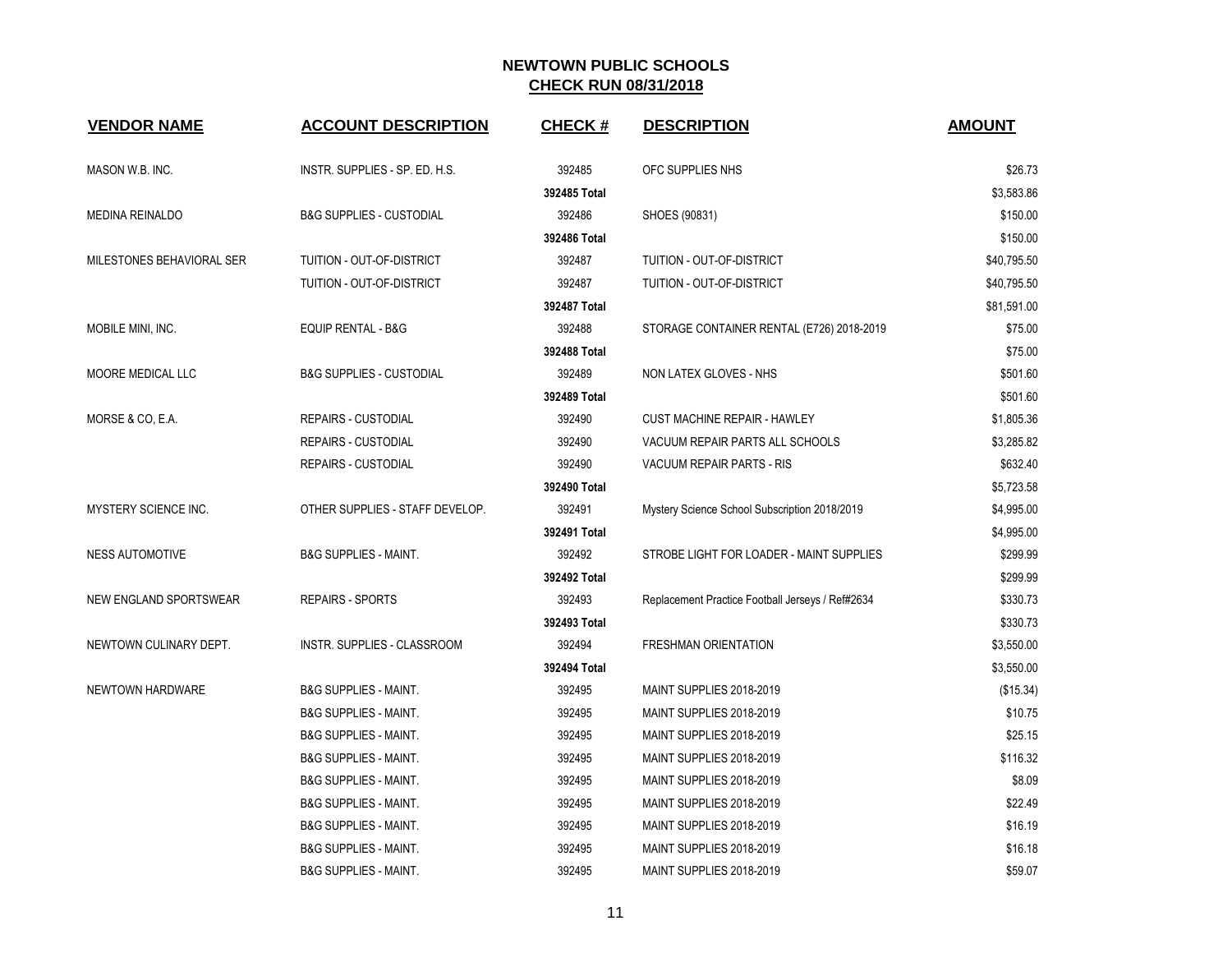# NEWTOWN PUBLIC SCHOOLS

## CHECK RUN 08/31/2018

| VENDOR NAME | ACCOUNT DESCRIPTION | CHECK # | DESCRIPTION | AMOUNT |
|---|---|---|---|---|
| MASON W.B. INC. | INSTR. SUPPLIES - SP. ED. H.S. | 392485 | OFC SUPPLIES NHS | $26.73 |
| | | 392485 Total | | $3,583.86 |
| MEDINA REINALDO | B&G SUPPLIES - CUSTODIAL | 392486 | SHOES (90831) | $150.00 |
| | | 392486 Total | | $150.00 |
| MILESTONES BEHAVIORAL SER | TUITION - OUT-OF-DISTRICT | 392487 | TUITION - OUT-OF-DISTRICT | $40,795.50 |
| | TUITION - OUT-OF-DISTRICT | 392487 | TUITION - OUT-OF-DISTRICT | $40,795.50 |
| | | 392487 Total | | $81,591.00 |
| MOBILE MINI, INC. | EQUIP RENTAL - B&G | 392488 | STORAGE CONTAINER RENTAL (E726) 2018-2019 | $75.00 |
| | | 392488 Total | | $75.00 |
| MOORE MEDICAL LLC | B&G SUPPLIES - CUSTODIAL | 392489 | NON LATEX GLOVES - NHS | $501.60 |
| | | 392489 Total | | $501.60 |
| MORSE & CO, E.A. | REPAIRS - CUSTODIAL | 392490 | CUST MACHINE REPAIR - HAWLEY | $1,805.36 |
| | REPAIRS - CUSTODIAL | 392490 | VACUUM REPAIR PARTS ALL SCHOOLS | $3,285.82 |
| | REPAIRS - CUSTODIAL | 392490 | VACUUM REPAIR PARTS - RIS | $632.40 |
| | | 392490 Total | | $5,723.58 |
| MYSTERY SCIENCE INC. | OTHER SUPPLIES - STAFF DEVELOP. | 392491 | Mystery Science School Subscription 2018/2019 | $4,995.00 |
| | | 392491 Total | | $4,995.00 |
| NESS AUTOMOTIVE | B&G SUPPLIES - MAINT. | 392492 | STROBE LIGHT FOR LOADER - MAINT SUPPLIES | $299.99 |
| | | 392492 Total | | $299.99 |
| NEW ENGLAND SPORTSWEAR | REPAIRS - SPORTS | 392493 | Replacement Practice Football Jerseys / Ref#2634 | $330.73 |
| | | 392493 Total | | $330.73 |
| NEWTOWN CULINARY DEPT. | INSTR. SUPPLIES - CLASSROOM | 392494 | FRESHMAN ORIENTATION | $3,550.00 |
| | | 392494 Total | | $3,550.00 |
| NEWTOWN HARDWARE | B&G SUPPLIES - MAINT. | 392495 | MAINT SUPPLIES 2018-2019 | ($15.34) |
| | B&G SUPPLIES - MAINT. | 392495 | MAINT SUPPLIES 2018-2019 | $10.75 |
| | B&G SUPPLIES - MAINT. | 392495 | MAINT SUPPLIES 2018-2019 | $25.15 |
| | B&G SUPPLIES - MAINT. | 392495 | MAINT SUPPLIES 2018-2019 | $116.32 |
| | B&G SUPPLIES - MAINT. | 392495 | MAINT SUPPLIES 2018-2019 | $8.09 |
| | B&G SUPPLIES - MAINT. | 392495 | MAINT SUPPLIES 2018-2019 | $22.49 |
| | B&G SUPPLIES - MAINT. | 392495 | MAINT SUPPLIES 2018-2019 | $16.19 |
| | B&G SUPPLIES - MAINT. | 392495 | MAINT SUPPLIES 2018-2019 | $16.18 |
| | B&G SUPPLIES - MAINT. | 392495 | MAINT SUPPLIES 2018-2019 | $59.07 |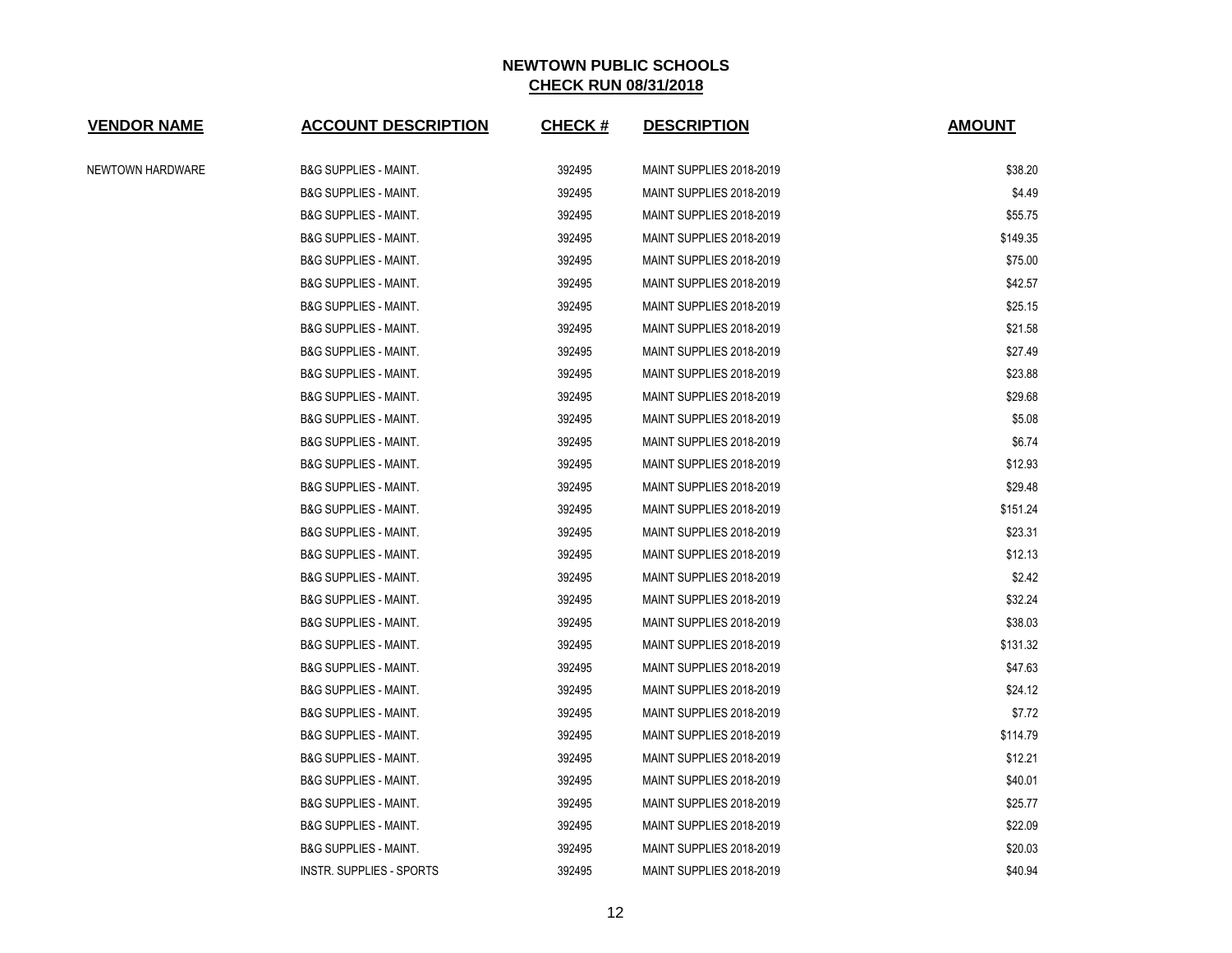# NEWTOWN PUBLIC SCHOOLS

## CHECK RUN 08/31/2018

| VENDOR NAME | ACCOUNT DESCRIPTION | CHECK # | DESCRIPTION | AMOUNT |
|---|---|---|---|---|
| NEWTOWN HARDWARE | B&G SUPPLIES - MAINT. | 392495 | MAINT SUPPLIES 2018-2019 | $38.20 |
| | B&G SUPPLIES - MAINT. | 392495 | MAINT SUPPLIES 2018-2019 | $4.49 |
| | B&G SUPPLIES - MAINT. | 392495 | MAINT SUPPLIES 2018-2019 | $55.75 |
| | B&G SUPPLIES - MAINT. | 392495 | MAINT SUPPLIES 2018-2019 | $149.35 |
| | B&G SUPPLIES - MAINT. | 392495 | MAINT SUPPLIES 2018-2019 | $75.00 |
| | B&G SUPPLIES - MAINT. | 392495 | MAINT SUPPLIES 2018-2019 | $42.57 |
| | B&G SUPPLIES - MAINT. | 392495 | MAINT SUPPLIES 2018-2019 | $25.15 |
| | B&G SUPPLIES - MAINT. | 392495 | MAINT SUPPLIES 2018-2019 | $21.58 |
| | B&G SUPPLIES - MAINT. | 392495 | MAINT SUPPLIES 2018-2019 | $27.49 |
| | B&G SUPPLIES - MAINT. | 392495 | MAINT SUPPLIES 2018-2019 | $23.88 |
| | B&G SUPPLIES - MAINT. | 392495 | MAINT SUPPLIES 2018-2019 | $29.68 |
| | B&G SUPPLIES - MAINT. | 392495 | MAINT SUPPLIES 2018-2019 | $5.08 |
| | B&G SUPPLIES - MAINT. | 392495 | MAINT SUPPLIES 2018-2019 | $6.74 |
| | B&G SUPPLIES - MAINT. | 392495 | MAINT SUPPLIES 2018-2019 | $12.93 |
| | B&G SUPPLIES - MAINT. | 392495 | MAINT SUPPLIES 2018-2019 | $29.48 |
| | B&G SUPPLIES - MAINT. | 392495 | MAINT SUPPLIES 2018-2019 | $151.24 |
| | B&G SUPPLIES - MAINT. | 392495 | MAINT SUPPLIES 2018-2019 | $23.31 |
| | B&G SUPPLIES - MAINT. | 392495 | MAINT SUPPLIES 2018-2019 | $12.13 |
| | B&G SUPPLIES - MAINT. | 392495 | MAINT SUPPLIES 2018-2019 | $2.42 |
| | B&G SUPPLIES - MAINT. | 392495 | MAINT SUPPLIES 2018-2019 | $32.24 |
| | B&G SUPPLIES - MAINT. | 392495 | MAINT SUPPLIES 2018-2019 | $38.03 |
| | B&G SUPPLIES - MAINT. | 392495 | MAINT SUPPLIES 2018-2019 | $131.32 |
| | B&G SUPPLIES - MAINT. | 392495 | MAINT SUPPLIES 2018-2019 | $47.63 |
| | B&G SUPPLIES - MAINT. | 392495 | MAINT SUPPLIES 2018-2019 | $24.12 |
| | B&G SUPPLIES - MAINT. | 392495 | MAINT SUPPLIES 2018-2019 | $7.72 |
| | B&G SUPPLIES - MAINT. | 392495 | MAINT SUPPLIES 2018-2019 | $114.79 |
| | B&G SUPPLIES - MAINT. | 392495 | MAINT SUPPLIES 2018-2019 | $12.21 |
| | B&G SUPPLIES - MAINT. | 392495 | MAINT SUPPLIES 2018-2019 | $40.01 |
| | B&G SUPPLIES - MAINT. | 392495 | MAINT SUPPLIES 2018-2019 | $25.77 |
| | B&G SUPPLIES - MAINT. | 392495 | MAINT SUPPLIES 2018-2019 | $22.09 |
| | B&G SUPPLIES - MAINT. | 392495 | MAINT SUPPLIES 2018-2019 | $20.03 |
| | INSTR. SUPPLIES - SPORTS | 392495 | MAINT SUPPLIES 2018-2019 | $40.94 |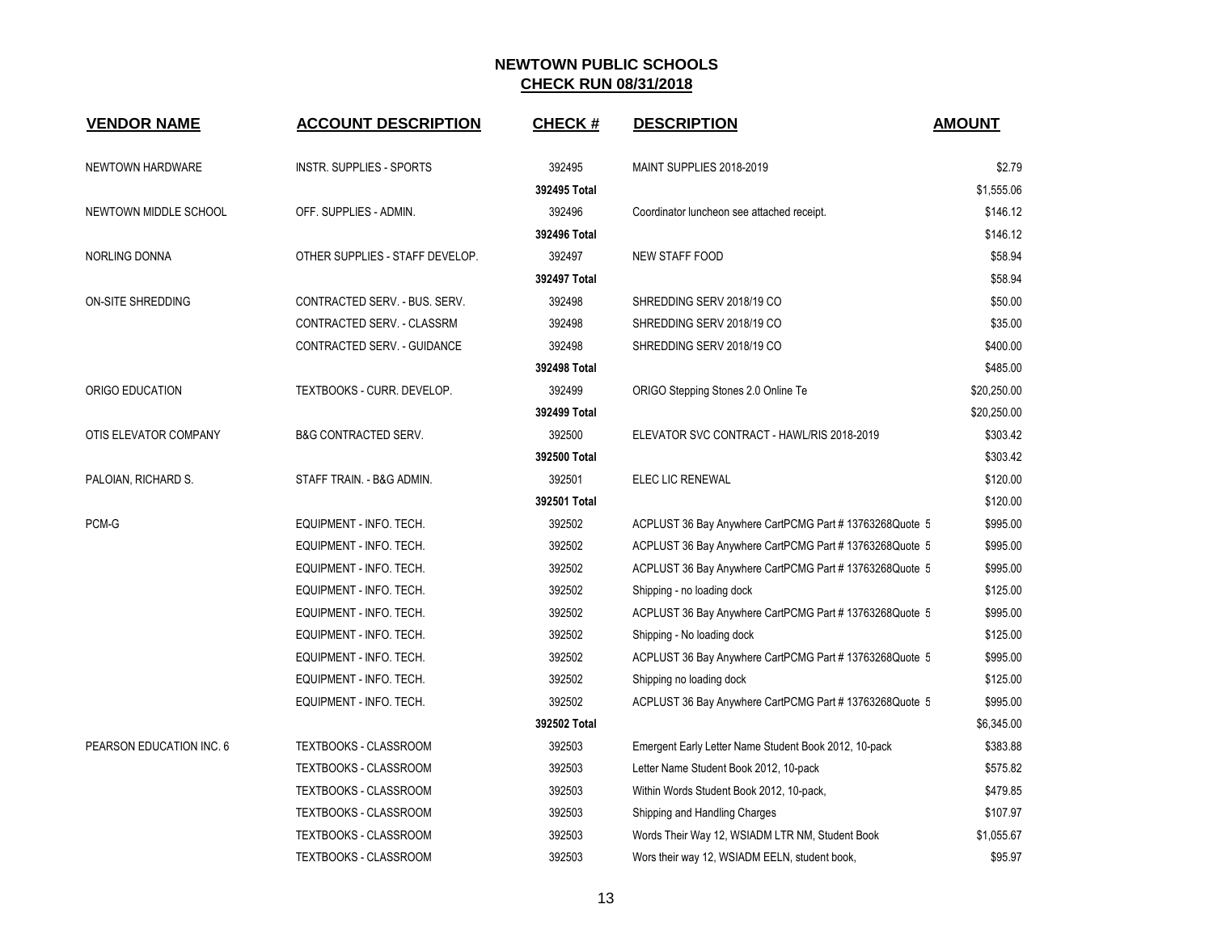# NEWTOWN PUBLIC SCHOOLS
## CHECK RUN 08/31/2018

| VENDOR NAME | ACCOUNT DESCRIPTION | CHECK # | DESCRIPTION | AMOUNT |
|---|---|---|---|---|
| NEWTOWN HARDWARE | INSTR. SUPPLIES - SPORTS | 392495 | MAINT SUPPLIES 2018-2019 | $2.79 |
| | | 392495 Total | | $1,555.06 |
| NEWTOWN MIDDLE SCHOOL | OFF. SUPPLIES - ADMIN. | 392496 | Coordinator luncheon see attached receipt. | $146.12 |
| | | 392496 Total | | $146.12 |
| NORLING DONNA | OTHER SUPPLIES - STAFF DEVELOP. | 392497 | NEW STAFF FOOD | $58.94 |
| | | 392497 Total | | $58.94 |
| ON-SITE SHREDDING | CONTRACTED SERV. - BUS. SERV. | 392498 | SHREDDING SERV 2018/19 CO | $50.00 |
| | CONTRACTED SERV. - CLASSRM | 392498 | SHREDDING SERV 2018/19 CO | $35.00 |
| | CONTRACTED SERV. - GUIDANCE | 392498 | SHREDDING SERV 2018/19 CO | $400.00 |
| | | 392498 Total | | $485.00 |
| ORIGO EDUCATION | TEXTBOOKS - CURR. DEVELOP. | 392499 | ORIGO Stepping Stones 2.0 Online Te | $20,250.00 |
| | | 392499 Total | | $20,250.00 |
| OTIS ELEVATOR COMPANY | B&G CONTRACTED SERV. | 392500 | ELEVATOR SVC CONTRACT - HAWL/RIS 2018-2019 | $303.42 |
| | | 392500 Total | | $303.42 |
| PALOIAN, RICHARD S. | STAFF TRAIN. - B&G ADMIN. | 392501 | ELEC LIC RENEWAL | $120.00 |
| | | 392501 Total | | $120.00 |
| PCM-G | EQUIPMENT - INFO. TECH. | 392502 | ACPLUST 36 Bay Anywhere CartPCMG Part # 13763268Quote 5 | $995.00 |
| | EQUIPMENT - INFO. TECH. | 392502 | ACPLUST 36 Bay Anywhere CartPCMG Part # 13763268Quote 5 | $995.00 |
| | EQUIPMENT - INFO. TECH. | 392502 | ACPLUST 36 Bay Anywhere CartPCMG Part # 13763268Quote 5 | $995.00 |
| | EQUIPMENT - INFO. TECH. | 392502 | Shipping - no loading dock | $125.00 |
| | EQUIPMENT - INFO. TECH. | 392502 | ACPLUST 36 Bay Anywhere CartPCMG Part # 13763268Quote 5 | $995.00 |
| | EQUIPMENT - INFO. TECH. | 392502 | Shipping - No loading dock | $125.00 |
| | EQUIPMENT - INFO. TECH. | 392502 | ACPLUST 36 Bay Anywhere CartPCMG Part # 13763268Quote 5 | $995.00 |
| | EQUIPMENT - INFO. TECH. | 392502 | Shipping no loading dock | $125.00 |
| | EQUIPMENT - INFO. TECH. | 392502 | ACPLUST 36 Bay Anywhere CartPCMG Part # 13763268Quote 5 | $995.00 |
| | | 392502 Total | | $6,345.00 |
| PEARSON EDUCATION INC. 6 | TEXTBOOKS - CLASSROOM | 392503 | Emergent Early Letter Name Student Book 2012, 10-pack | $383.88 |
| | TEXTBOOKS - CLASSROOM | 392503 | Letter Name Student Book 2012, 10-pack | $575.82 |
| | TEXTBOOKS - CLASSROOM | 392503 | Within Words Student Book 2012, 10-pack, | $479.85 |
| | TEXTBOOKS - CLASSROOM | 392503 | Shipping and Handling Charges | $107.97 |
| | TEXTBOOKS - CLASSROOM | 392503 | Words Their Way 12, WSIADM LTR NM, Student Book | $1,055.67 |
| | TEXTBOOKS - CLASSROOM | 392503 | Wors their way 12, WSIADM EELN, student book, | $95.97 |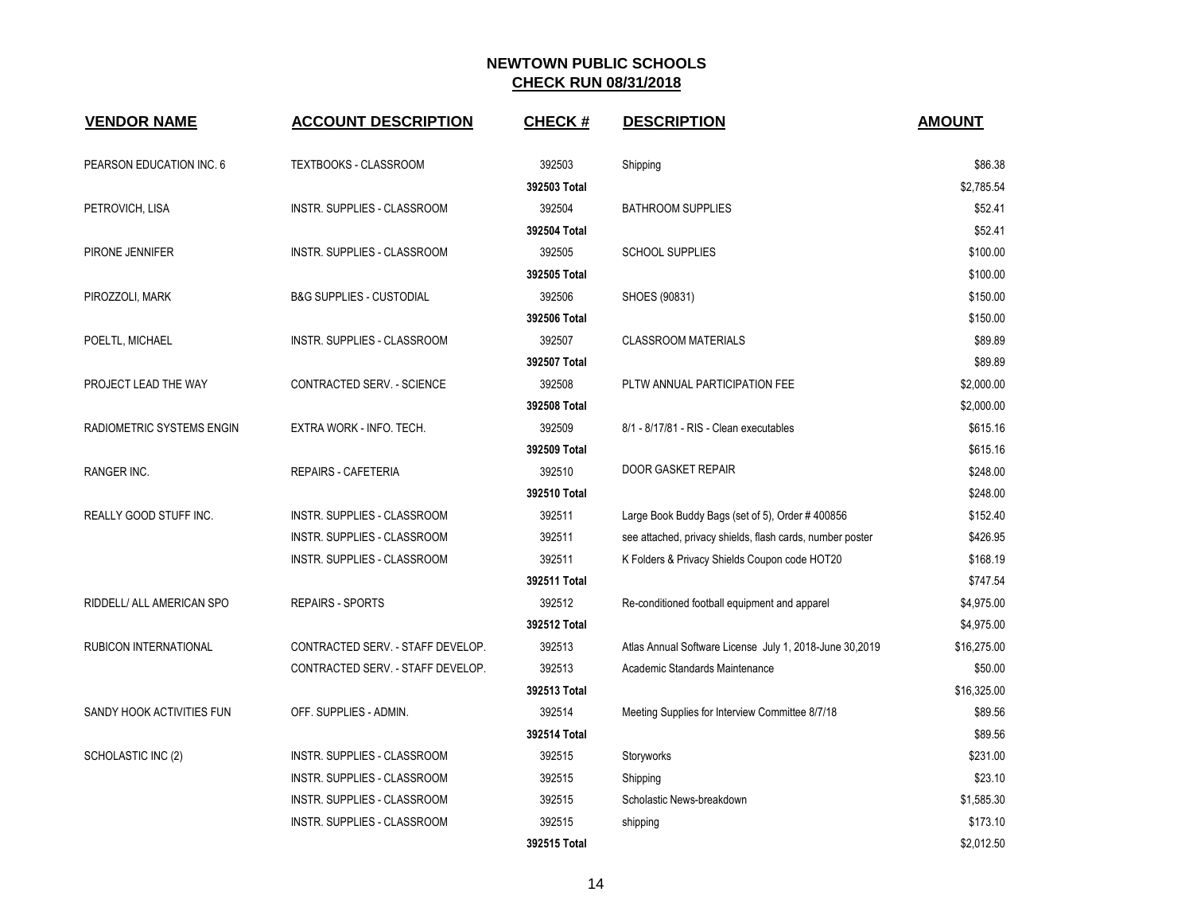# NEWTOWN PUBLIC SCHOOLS

## CHECK RUN 08/31/2018

| VENDOR NAME | ACCOUNT DESCRIPTION | CHECK # | DESCRIPTION | AMOUNT |
|---|---|---|---|---|
| PEARSON EDUCATION INC. 6 | TEXTBOOKS - CLASSROOM | 392503 | Shipping | $86.38 |
| | | 392503 Total | | $2,785.54 |
| PETROVICH, LISA | INSTR. SUPPLIES - CLASSROOM | 392504 | BATHROOM SUPPLIES | $52.41 |
| | | 392504 Total | | $52.41 |
| PIRONE JENNIFER | INSTR. SUPPLIES - CLASSROOM | 392505 | SCHOOL SUPPLIES | $100.00 |
| | | 392505 Total | | $100.00 |
| PIROZZOLI, MARK | B&G SUPPLIES - CUSTODIAL | 392506 | SHOES (90831) | $150.00 |
| | | 392506 Total | | $150.00 |
| POELTL, MICHAEL | INSTR. SUPPLIES - CLASSROOM | 392507 | CLASSROOM MATERIALS | $89.89 |
| | | 392507 Total | | $89.89 |
| PROJECT LEAD THE WAY | CONTRACTED SERV. - SCIENCE | 392508 | PLTW ANNUAL PARTICIPATION FEE | $2,000.00 |
| | | 392508 Total | | $2,000.00 |
| RADIOMETRIC SYSTEMS ENGIN | EXTRA WORK - INFO. TECH. | 392509 | 8/1 - 8/17/81 - RIS - Clean executables | $615.16 |
| | | 392509 Total | | $615.16 |
| RANGER INC. | REPAIRS - CAFETERIA | 392510 | DOOR GASKET REPAIR | $248.00 |
| | | 392510 Total | | $248.00 |
| REALLY GOOD STUFF INC. | INSTR. SUPPLIES - CLASSROOM | 392511 | Large Book Buddy Bags (set of 5), Order # 400856 | $152.40 |
| | INSTR. SUPPLIES - CLASSROOM | 392511 | see attached, privacy shields, flash cards, number poster | $426.95 |
| | INSTR. SUPPLIES - CLASSROOM | 392511 | K Folders & Privacy Shields Coupon code HOT20 | $168.19 |
| | | 392511 Total | | $747.54 |
| RIDDELL/ ALL AMERICAN SPO | REPAIRS - SPORTS | 392512 | Re-conditioned football equipment and apparel | $4,975.00 |
| | | 392512 Total | | $4,975.00 |
| RUBICON INTERNATIONAL | CONTRACTED SERV. - STAFF DEVELOP. | 392513 | Atlas Annual Software License July 1, 2018-June 30,2019 | $16,275.00 |
| | CONTRACTED SERV. - STAFF DEVELOP. | 392513 | Academic Standards Maintenance | $50.00 |
| | | 392513 Total | | $16,325.00 |
| SANDY HOOK ACTIVITIES FUN | OFF. SUPPLIES - ADMIN. | 392514 | Meeting Supplies for Interview Committee 8/7/18 | $89.56 |
| | | 392514 Total | | $89.56 |
| SCHOLASTIC INC (2) | INSTR. SUPPLIES - CLASSROOM | 392515 | Storyworks | $231.00 |
| | INSTR. SUPPLIES - CLASSROOM | 392515 | Shipping | $23.10 |
| | INSTR. SUPPLIES - CLASSROOM | 392515 | Scholastic News-breakdown | $1,585.30 |
| | INSTR. SUPPLIES - CLASSROOM | 392515 | shipping | $173.10 |
| | | 392515 Total | | $2,012.50 |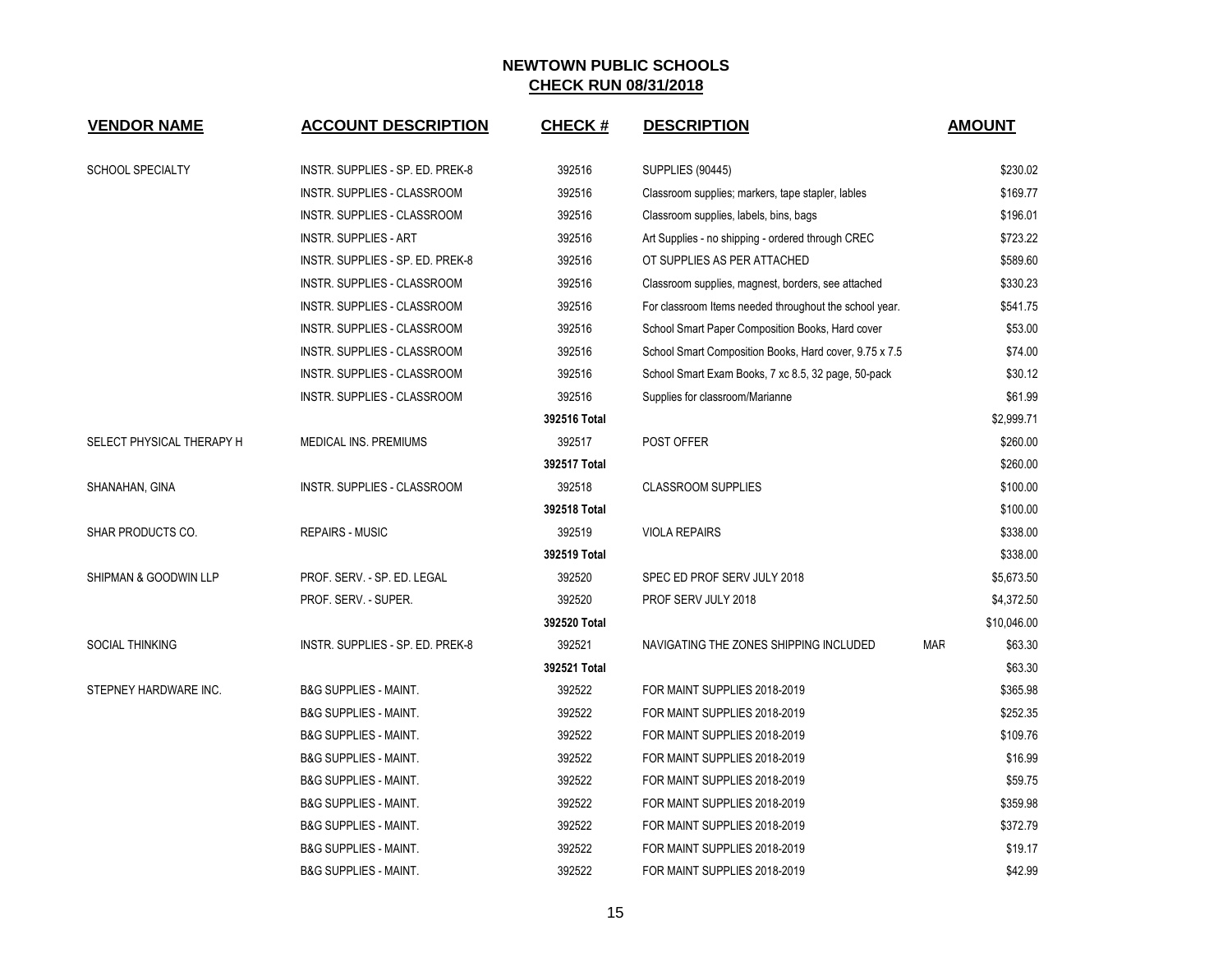# NEWTOWN PUBLIC SCHOOLS

## CHECK RUN 08/31/2018

| VENDOR NAME | ACCOUNT DESCRIPTION | CHECK # | DESCRIPTION | | AMOUNT |
|---|---|---|---|---|---|
| SCHOOL SPECIALTY | INSTR. SUPPLIES - SP. ED. PREK-8 | 392516 | SUPPLIES (90445) | | $230.02 |
| | INSTR. SUPPLIES - CLASSROOM | 392516 | Classroom supplies; markers, tape stapler, lables | | $169.77 |
| | INSTR. SUPPLIES - CLASSROOM | 392516 | Classroom supplies, labels, bins, bags | | $196.01 |
| | INSTR. SUPPLIES - ART | 392516 | Art Supplies - no shipping - ordered through CREC | | $723.22 |
| | INSTR. SUPPLIES - SP. ED. PREK-8 | 392516 | OT SUPPLIES AS PER ATTACHED | | $589.60 |
| | INSTR. SUPPLIES - CLASSROOM | 392516 | Classroom supplies, magnest, borders, see attached | | $330.23 |
| | INSTR. SUPPLIES - CLASSROOM | 392516 | For classroom Items needed throughout the school year. | | $541.75 |
| | INSTR. SUPPLIES - CLASSROOM | 392516 | School Smart Paper Composition Books, Hard cover | | $53.00 |
| | INSTR. SUPPLIES - CLASSROOM | 392516 | School Smart Composition Books, Hard cover, 9.75 x 7.5 | | $74.00 |
| | INSTR. SUPPLIES - CLASSROOM | 392516 | School Smart Exam Books, 7 xc 8.5, 32 page, 50-pack | | $30.12 |
| | INSTR. SUPPLIES - CLASSROOM | 392516 | Supplies for classroom/Marianne | | $61.99 |
| | | **392516 Total** | | | $2,999.71 |
| SELECT PHYSICAL THERAPY H | MEDICAL INS. PREMIUMS | 392517 | POST OFFER | | $260.00 |
| | | **392517 Total** | | | $260.00 |
| SHANAHAN, GINA | INSTR. SUPPLIES - CLASSROOM | 392518 | CLASSROOM SUPPLIES | | $100.00 |
| | | **392518 Total** | | | $100.00 |
| SHAR PRODUCTS CO. | REPAIRS - MUSIC | 392519 | VIOLA REPAIRS | | $338.00 |
| | | **392519 Total** | | | $338.00 |
| SHIPMAN & GOODWIN LLP | PROF. SERV. - SP. ED. LEGAL | 392520 | SPEC ED PROF SERV JULY 2018 | | $5,673.50 |
| | PROF. SERV. - SUPER. | 392520 | PROF SERV JULY 2018 | | $4,372.50 |
| | | **392520 Total** | | | $10,046.00 |
| SOCIAL THINKING | INSTR. SUPPLIES - SP. ED. PREK-8 | 392521 | NAVIGATING THE ZONES SHIPPING INCLUDED | MAR | $63.30 |
| | | **392521 Total** | | | $63.30 |
| STEPNEY HARDWARE INC. | B&G SUPPLIES - MAINT. | 392522 | FOR MAINT SUPPLIES 2018-2019 | | $365.98 |
| | B&G SUPPLIES - MAINT. | 392522 | FOR MAINT SUPPLIES 2018-2019 | | $252.35 |
| | B&G SUPPLIES - MAINT. | 392522 | FOR MAINT SUPPLIES 2018-2019 | | $109.76 |
| | B&G SUPPLIES - MAINT. | 392522 | FOR MAINT SUPPLIES 2018-2019 | | $16.99 |
| | B&G SUPPLIES - MAINT. | 392522 | FOR MAINT SUPPLIES 2018-2019 | | $59.75 |
| | B&G SUPPLIES - MAINT. | 392522 | FOR MAINT SUPPLIES 2018-2019 | | $359.98 |
| | B&G SUPPLIES - MAINT. | 392522 | FOR MAINT SUPPLIES 2018-2019 | | $372.79 |
| | B&G SUPPLIES - MAINT. | 392522 | FOR MAINT SUPPLIES 2018-2019 | | $19.17 |
| | B&G SUPPLIES - MAINT. | 392522 | FOR MAINT SUPPLIES 2018-2019 | | $42.99 |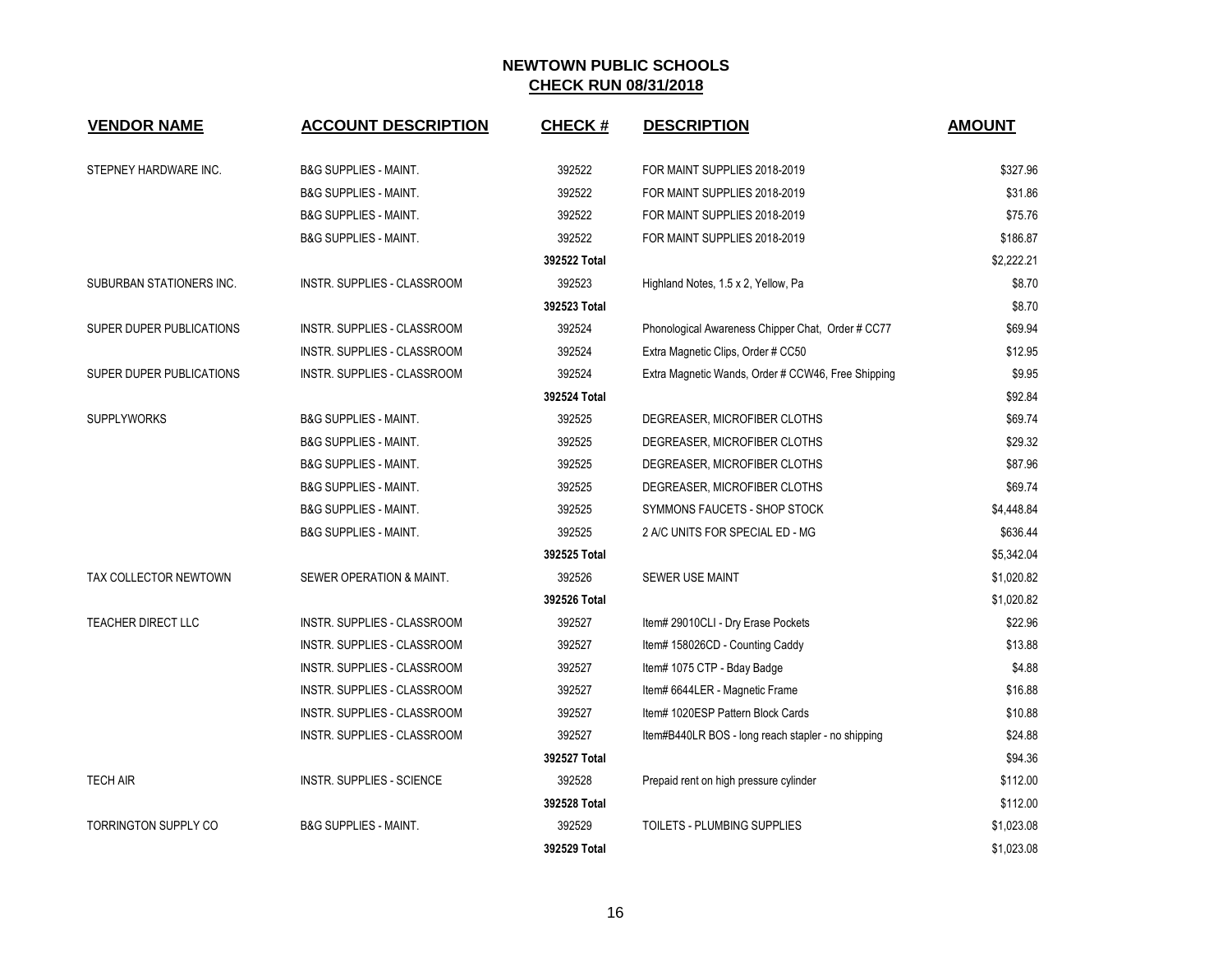# NEWTOWN PUBLIC SCHOOLS

## CHECK RUN 08/31/2018

| VENDOR NAME | ACCOUNT DESCRIPTION | CHECK # | DESCRIPTION | AMOUNT |
|---|---|---|---|---|
| STEPNEY HARDWARE INC. | B&G SUPPLIES - MAINT. | 392522 | FOR MAINT SUPPLIES 2018-2019 | $327.96 |
| | B&G SUPPLIES - MAINT. | 392522 | FOR MAINT SUPPLIES 2018-2019 | $31.86 |
| | B&G SUPPLIES - MAINT. | 392522 | FOR MAINT SUPPLIES 2018-2019 | $75.76 |
| | B&G SUPPLIES - MAINT. | 392522 | FOR MAINT SUPPLIES 2018-2019 | $186.87 |
| | | **392522 Total** | | $2,222.21 |
| SUBURBAN STATIONERS INC. | INSTR. SUPPLIES - CLASSROOM | 392523 | Highland Notes, 1.5 x 2, Yellow, Pa | $8.70 |
| | | **392523 Total** | | $8.70 |
| SUPER DUPER PUBLICATIONS | INSTR. SUPPLIES - CLASSROOM | 392524 | Phonological Awareness Chipper Chat, Order # CC77 | $69.94 |
| | INSTR. SUPPLIES - CLASSROOM | 392524 | Extra Magnetic Clips, Order # CC50 | $12.95 |
| SUPER DUPER PUBLICATIONS | INSTR. SUPPLIES - CLASSROOM | 392524 | Extra Magnetic Wands, Order # CCW46, Free Shipping | $9.95 |
| | | **392524 Total** | | $92.84 |
| SUPPLYWORKS | B&G SUPPLIES - MAINT. | 392525 | DEGREASER, MICROFIBER CLOTHS | $69.74 |
| | B&G SUPPLIES - MAINT. | 392525 | DEGREASER, MICROFIBER CLOTHS | $29.32 |
| | B&G SUPPLIES - MAINT. | 392525 | DEGREASER, MICROFIBER CLOTHS | $87.96 |
| | B&G SUPPLIES - MAINT. | 392525 | DEGREASER, MICROFIBER CLOTHS | $69.74 |
| | B&G SUPPLIES - MAINT. | 392525 | SYMMONS FAUCETS - SHOP STOCK | $4,448.84 |
| | B&G SUPPLIES - MAINT. | 392525 | 2 A/C UNITS FOR SPECIAL ED - MG | $636.44 |
| | | **392525 Total** | | $5,342.04 |
| TAX COLLECTOR NEWTOWN | SEWER OPERATION & MAINT. | 392526 | SEWER USE MAINT | $1,020.82 |
| | | **392526 Total** | | $1,020.82 |
| TEACHER DIRECT LLC | INSTR. SUPPLIES - CLASSROOM | 392527 | Item# 29010CLI - Dry Erase Pockets | $22.96 |
| | INSTR. SUPPLIES - CLASSROOM | 392527 | Item# 158026CD - Counting Caddy | $13.88 |
| | INSTR. SUPPLIES - CLASSROOM | 392527 | Item# 1075 CTP - Bday Badge | $4.88 |
| | INSTR. SUPPLIES - CLASSROOM | 392527 | Item# 6644LER - Magnetic Frame | $16.88 |
| | INSTR. SUPPLIES - CLASSROOM | 392527 | Item# 1020ESP Pattern Block Cards | $10.88 |
| | INSTR. SUPPLIES - CLASSROOM | 392527 | Item#B440LR BOS - long reach stapler - no shipping | $24.88 |
| | | **392527 Total** | | $94.36 |
| TECH AIR | INSTR. SUPPLIES - SCIENCE | 392528 | Prepaid rent on high pressure cylinder | $112.00 |
| | | **392528 Total** | | $112.00 |
| TORRINGTON SUPPLY CO | B&G SUPPLIES - MAINT. | 392529 | TOILETS - PLUMBING SUPPLIES | $1,023.08 |
| | | **392529 Total** | | $1,023.08 |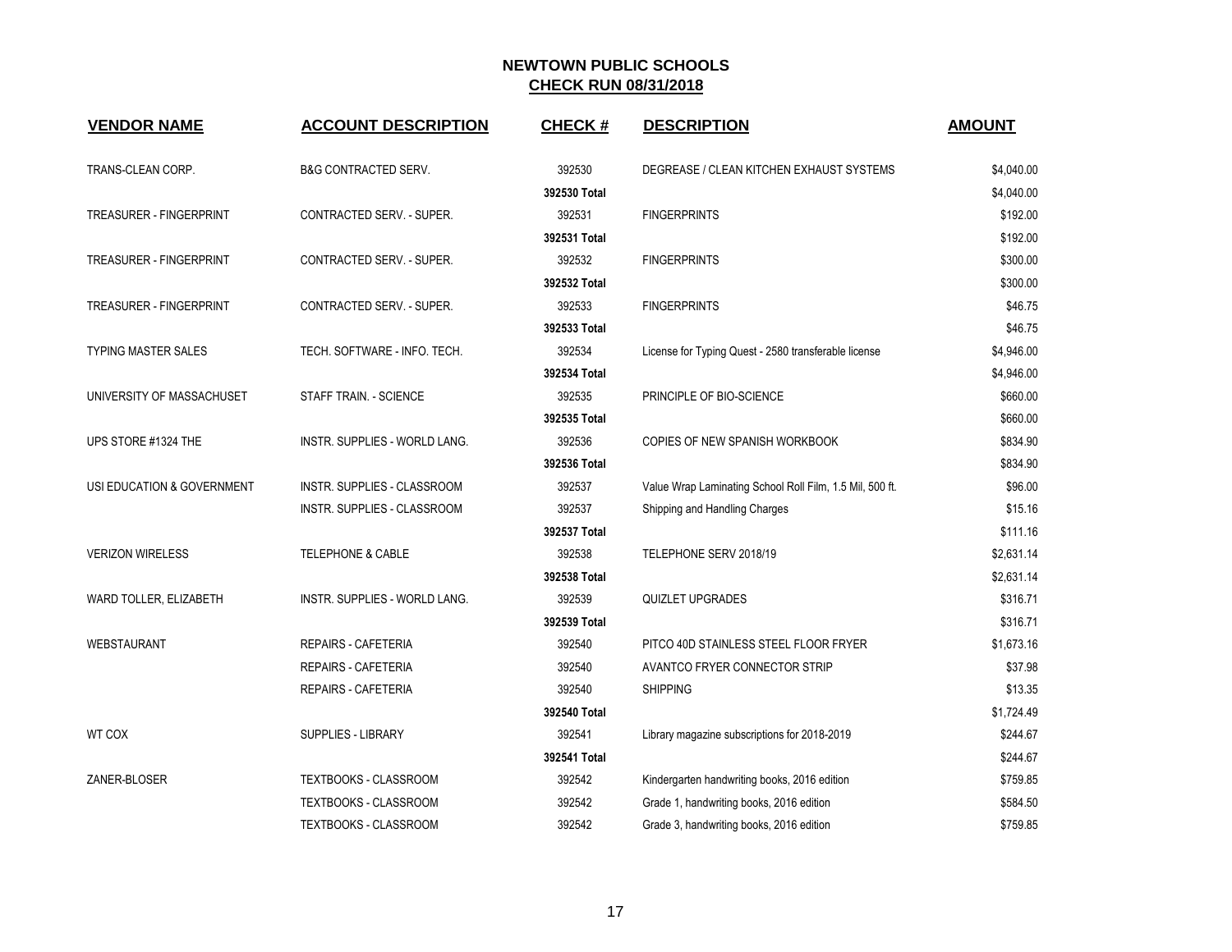# NEWTOWN PUBLIC SCHOOLS

## CHECK RUN 08/31/2018

| VENDOR NAME | ACCOUNT DESCRIPTION | CHECK # | DESCRIPTION | AMOUNT |
|---|---|---|---|---|
| TRANS-CLEAN CORP. | B&G CONTRACTED SERV. | 392530 | DEGREASE / CLEAN KITCHEN EXHAUST SYSTEMS | $4,040.00 |
| | | 392530 Total | | $4,040.00 |
| TREASURER - FINGERPRINT | CONTRACTED SERV. - SUPER. | 392531 | FINGERPRINTS | $192.00 |
| | | 392531 Total | | $192.00 |
| TREASURER - FINGERPRINT | CONTRACTED SERV. - SUPER. | 392532 | FINGERPRINTS | $300.00 |
| | | 392532 Total | | $300.00 |
| TREASURER - FINGERPRINT | CONTRACTED SERV. - SUPER. | 392533 | FINGERPRINTS | $46.75 |
| | | 392533 Total | | $46.75 |
| TYPING MASTER SALES | TECH. SOFTWARE - INFO. TECH. | 392534 | License for Typing Quest - 2580 transferable license | $4,946.00 |
| | | 392534 Total | | $4,946.00 |
| UNIVERSITY OF MASSACHUSET | STAFF TRAIN. - SCIENCE | 392535 | PRINCIPLE OF BIO-SCIENCE | $660.00 |
| | | 392535 Total | | $660.00 |
| UPS STORE #1324 THE | INSTR. SUPPLIES - WORLD LANG. | 392536 | COPIES OF NEW SPANISH WORKBOOK | $834.90 |
| | | 392536 Total | | $834.90 |
| USI EDUCATION & GOVERNMENT | INSTR. SUPPLIES - CLASSROOM | 392537 | Value Wrap Laminating School Roll Film, 1.5 Mil, 500 ft. | $96.00 |
| | INSTR. SUPPLIES - CLASSROOM | 392537 | Shipping and Handling Charges | $15.16 |
| | | 392537 Total | | $111.16 |
| VERIZON WIRELESS | TELEPHONE & CABLE | 392538 | TELEPHONE SERV 2018/19 | $2,631.14 |
| | | 392538 Total | | $2,631.14 |
| WARD TOLLER, ELIZABETH | INSTR. SUPPLIES - WORLD LANG. | 392539 | QUIZLET UPGRADES | $316.71 |
| | | 392539 Total | | $316.71 |
| WEBSTAURANT | REPAIRS - CAFETERIA | 392540 | PITCO 40D STAINLESS STEEL FLOOR FRYER | $1,673.16 |
| | REPAIRS - CAFETERIA | 392540 | AVANTCO FRYER CONNECTOR STRIP | $37.98 |
| | REPAIRS - CAFETERIA | 392540 | SHIPPING | $13.35 |
| | | 392540 Total | | $1,724.49 |
| WT COX | SUPPLIES - LIBRARY | 392541 | Library magazine subscriptions for 2018-2019 | $244.67 |
| | | 392541 Total | | $244.67 |
| ZANER-BLOSER | TEXTBOOKS - CLASSROOM | 392542 | Kindergarten handwriting books, 2016 edition | $759.85 |
| | TEXTBOOKS - CLASSROOM | 392542 | Grade 1, handwriting books, 2016 edition | $584.50 |
| | TEXTBOOKS - CLASSROOM | 392542 | Grade 3, handwriting books, 2016 edition | $759.85 |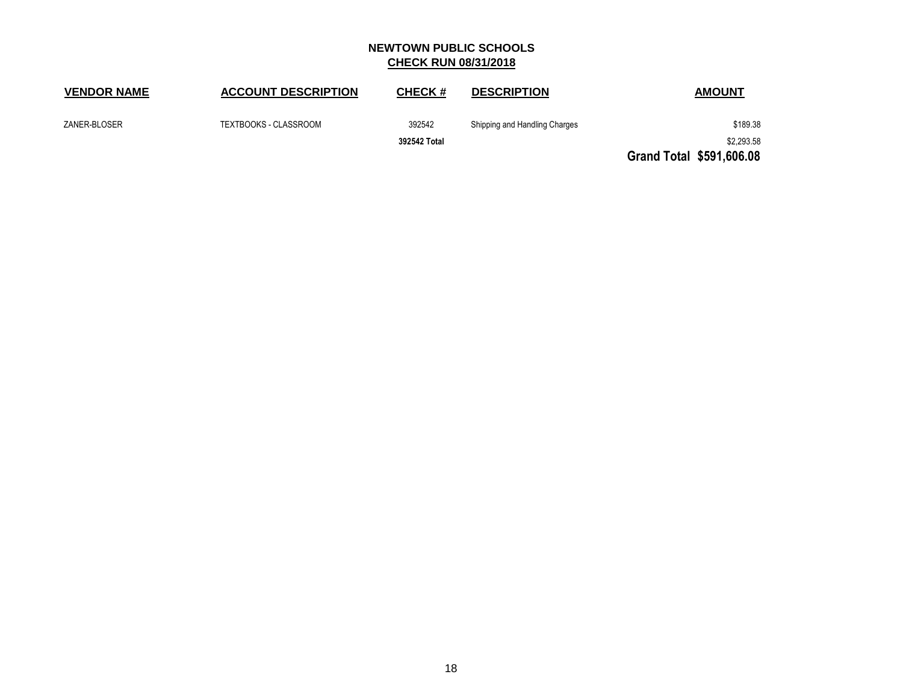**NEWTOWN PUBLIC SCHOOLS**
**CHECK RUN 08/31/2018**

| VENDOR NAME | ACCOUNT DESCRIPTION | CHECK # | DESCRIPTION | AMOUNT |
|---|---|---|---|---|
| ZANER-BLOSER | TEXTBOOKS - CLASSROOM | 392542 | Shipping and Handling Charges | $189.38 |
| | | **392542 Total** | | $2,293.58 |
| | | | **Grand Total** | **$591,606.08** |